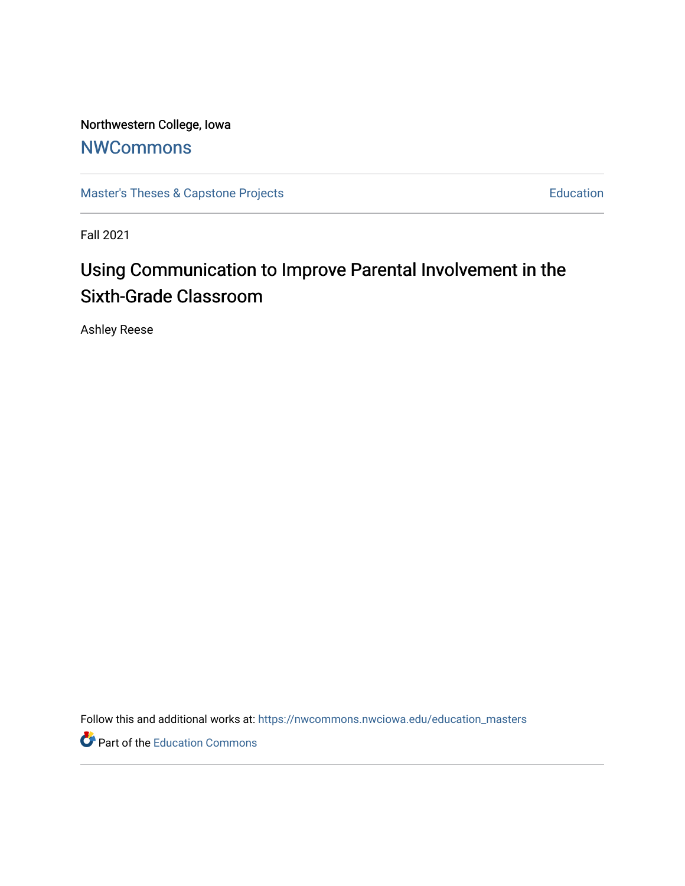Northwestern College, Iowa

# NWCommons

Master's Theses & Capstone Projects | Education

Fall 2021

## Using Communication to Improve Parental Involvement in the Sixth-Grade Classroom

Ashley Reese

Follow this and additional works at: https://nwcommons.nwciowa.edu/education_masters

Part of the Education Commons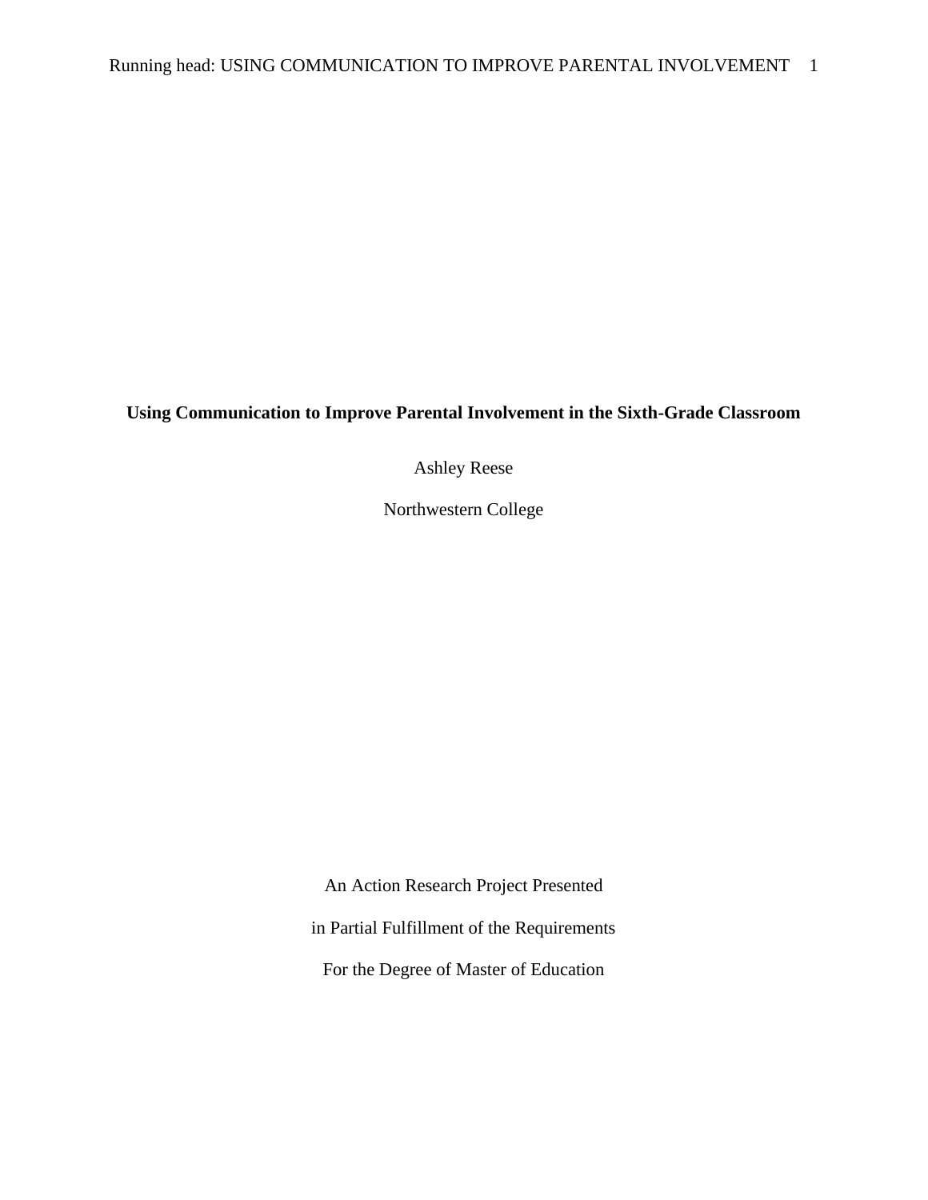# Using Communication to Improve Parental Involvement in the Sixth-Grade Classroom

Ashley Reese

Northwestern College

An Action Research Project Presented

in Partial Fulfillment of the Requirements

For the Degree of Master of Education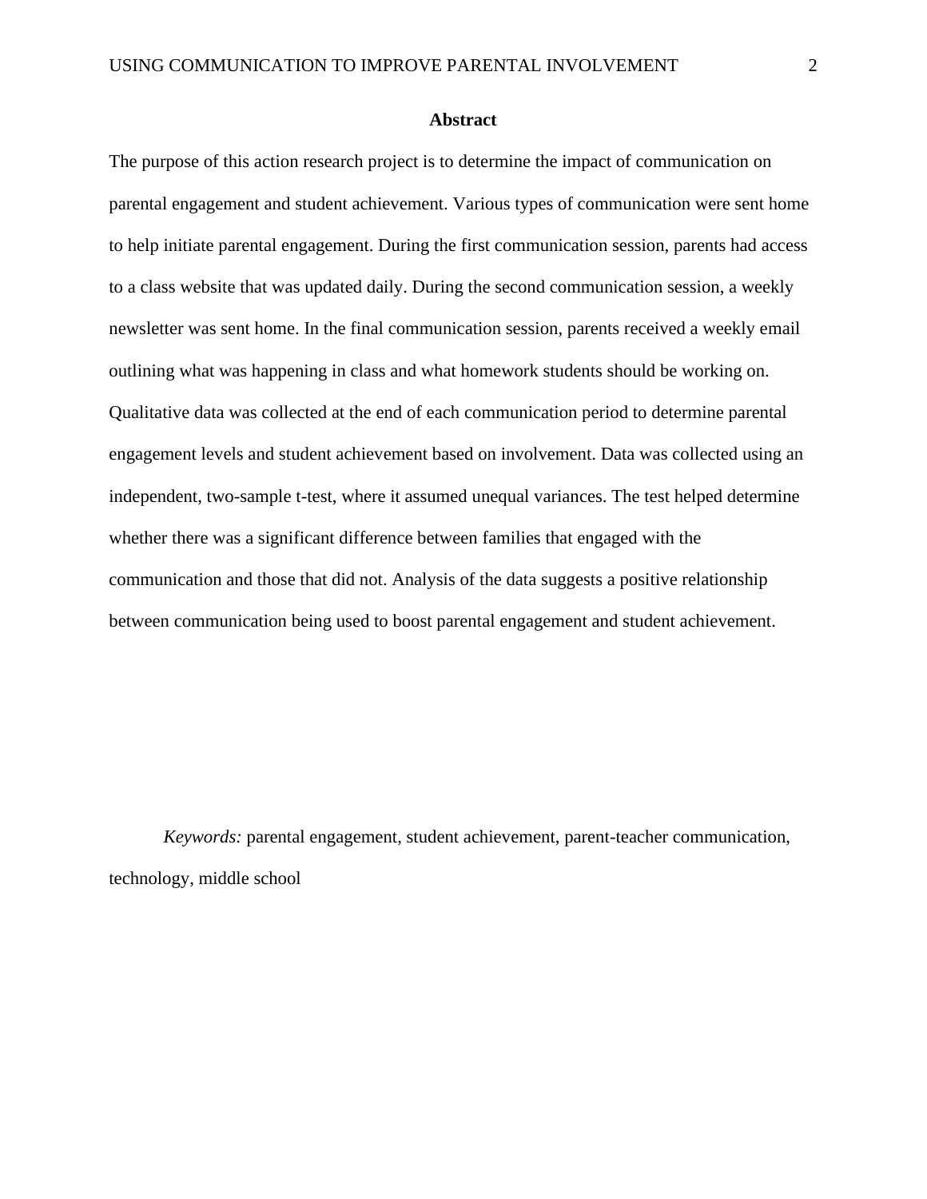## Abstract

The purpose of this action research project is to determine the impact of communication on parental engagement and student achievement. Various types of communication were sent home to help initiate parental engagement. During the first communication session, parents had access to a class website that was updated daily. During the second communication session, a weekly newsletter was sent home. In the final communication session, parents received a weekly email outlining what was happening in class and what homework students should be working on. Qualitative data was collected at the end of each communication period to determine parental engagement levels and student achievement based on involvement. Data was collected using an independent, two-sample t-test, where it assumed unequal variances. The test helped determine whether there was a significant difference between families that engaged with the communication and those that did not. Analysis of the data suggests a positive relationship between communication being used to boost parental engagement and student achievement.

*Keywords:* parental engagement, student achievement, parent-teacher communication, technology, middle school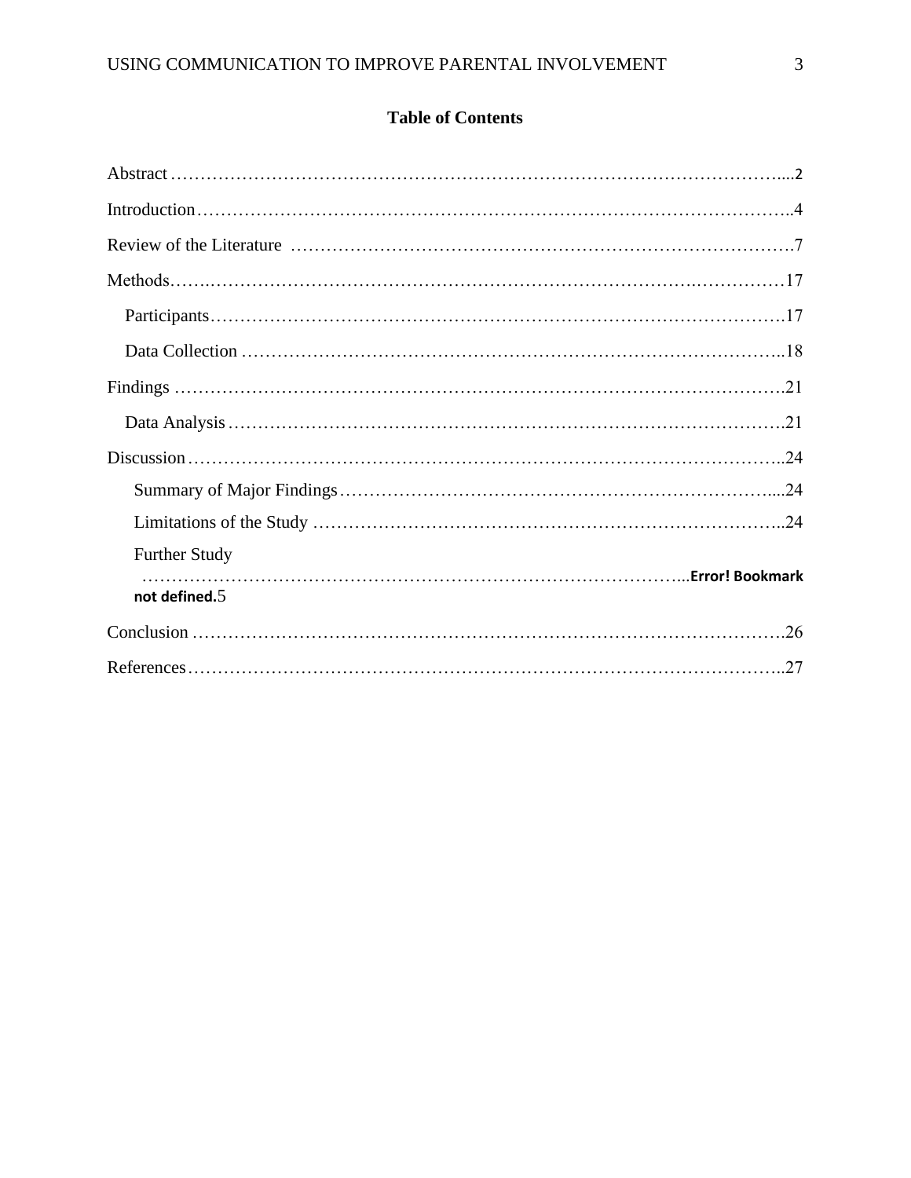**Table of Contents**

Abstract …………………………………………………………………………………………....2

Introduction……………………………………………………………………………………..4

Review of the Literature ………………………………………………………………………….7

Methods……..……………………………………………………………………….……………17

Participants…………………………………………………………………………………….17

Data Collection ……………………………………………………………………………..18

Findings ……………………………………………………………………………………….21

Data Analysis ……………………………………………………………………………….21

Discussion……………………………………………………………………………………..24

Summary of Major Findings…………………………………………………………………....24

Limitations of the Study …………………………………………………………………….....24

Further Study ……………………………………………………………………………...Error! Bookmark not defined.5

Conclusion ……………………………………………………………………………………….26

References………………………………………………………………………………………..27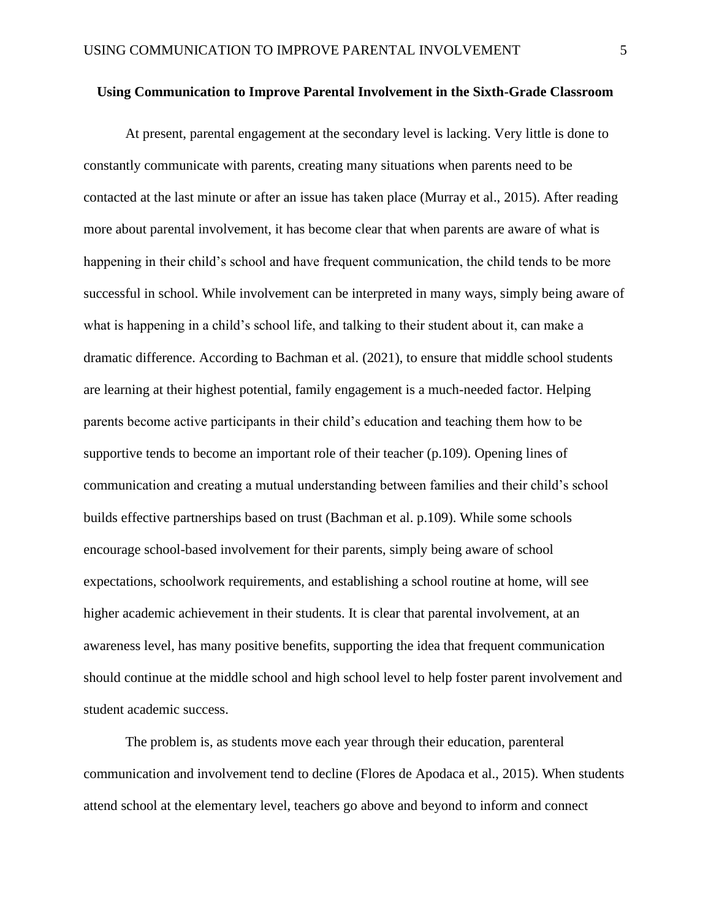**Using Communication to Improve Parental Involvement in the Sixth-Grade Classroom**

At present, parental engagement at the secondary level is lacking. Very little is done to constantly communicate with parents, creating many situations when parents need to be contacted at the last minute or after an issue has taken place (Murray et al., 2015). After reading more about parental involvement, it has become clear that when parents are aware of what is happening in their child's school and have frequent communication, the child tends to be more successful in school. While involvement can be interpreted in many ways, simply being aware of what is happening in a child's school life, and talking to their student about it, can make a dramatic difference. According to Bachman et al. (2021), to ensure that middle school students are learning at their highest potential, family engagement is a much-needed factor. Helping parents become active participants in their child's education and teaching them how to be supportive tends to become an important role of their teacher (p.109). Opening lines of communication and creating a mutual understanding between families and their child's school builds effective partnerships based on trust (Bachman et al. p.109). While some schools encourage school-based involvement for their parents, simply being aware of school expectations, schoolwork requirements, and establishing a school routine at home, will see higher academic achievement in their students. It is clear that parental involvement, at an awareness level, has many positive benefits, supporting the idea that frequent communication should continue at the middle school and high school level to help foster parent involvement and student academic success.

The problem is, as students move each year through their education, parenteral communication and involvement tend to decline (Flores de Apodaca et al., 2015). When students attend school at the elementary level, teachers go above and beyond to inform and connect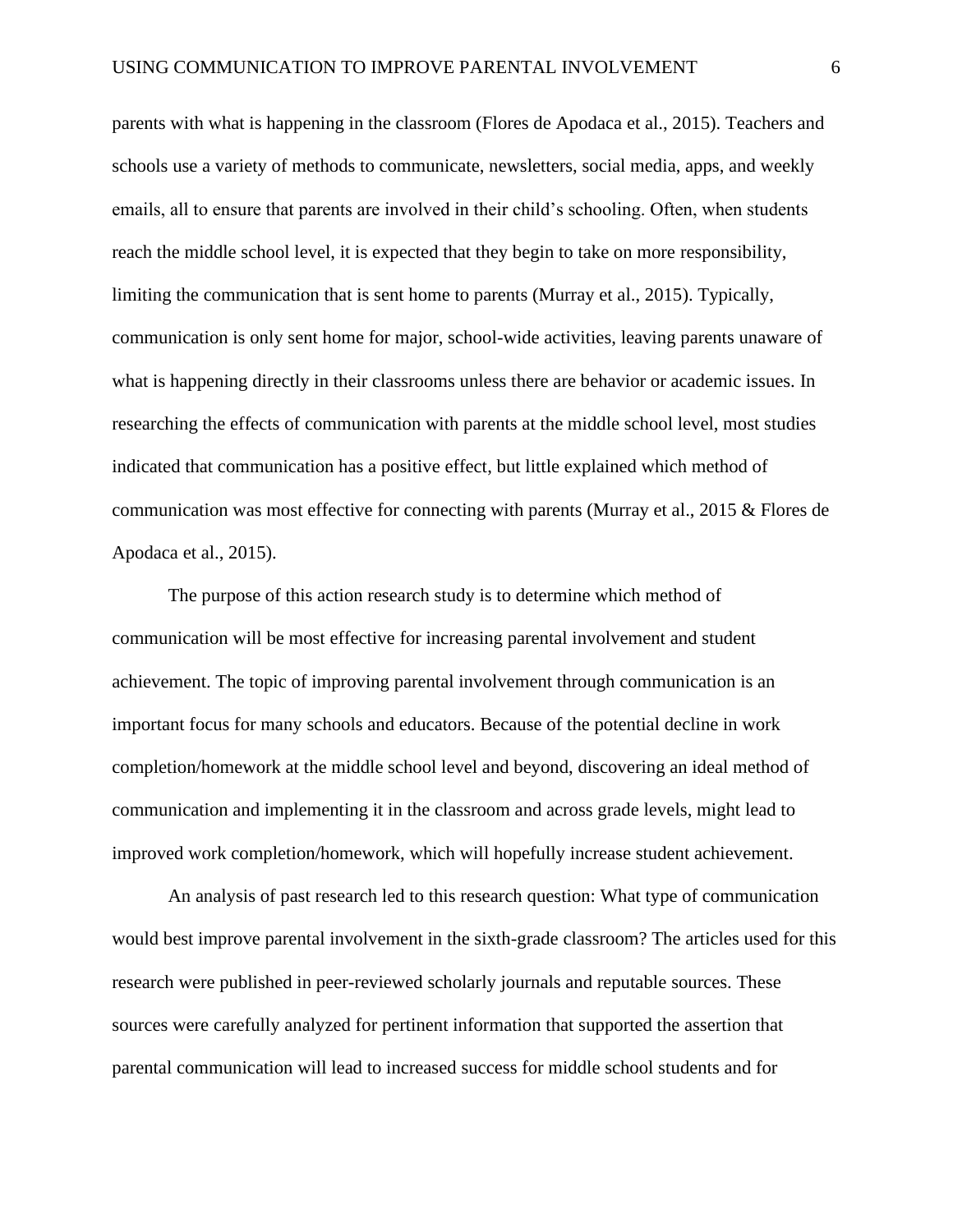parents with what is happening in the classroom (Flores de Apodaca et al., 2015). Teachers and schools use a variety of methods to communicate, newsletters, social media, apps, and weekly emails, all to ensure that parents are involved in their child's schooling. Often, when students reach the middle school level, it is expected that they begin to take on more responsibility, limiting the communication that is sent home to parents (Murray et al., 2015). Typically, communication is only sent home for major, school-wide activities, leaving parents unaware of what is happening directly in their classrooms unless there are behavior or academic issues. In researching the effects of communication with parents at the middle school level, most studies indicated that communication has a positive effect, but little explained which method of communication was most effective for connecting with parents (Murray et al., 2015 & Flores de Apodaca et al., 2015).

The purpose of this action research study is to determine which method of communication will be most effective for increasing parental involvement and student achievement. The topic of improving parental involvement through communication is an important focus for many schools and educators. Because of the potential decline in work completion/homework at the middle school level and beyond, discovering an ideal method of communication and implementing it in the classroom and across grade levels, might lead to improved work completion/homework, which will hopefully increase student achievement.

An analysis of past research led to this research question: What type of communication would best improve parental involvement in the sixth-grade classroom? The articles used for this research were published in peer-reviewed scholarly journals and reputable sources. These sources were carefully analyzed for pertinent information that supported the assertion that parental communication will lead to increased success for middle school students and for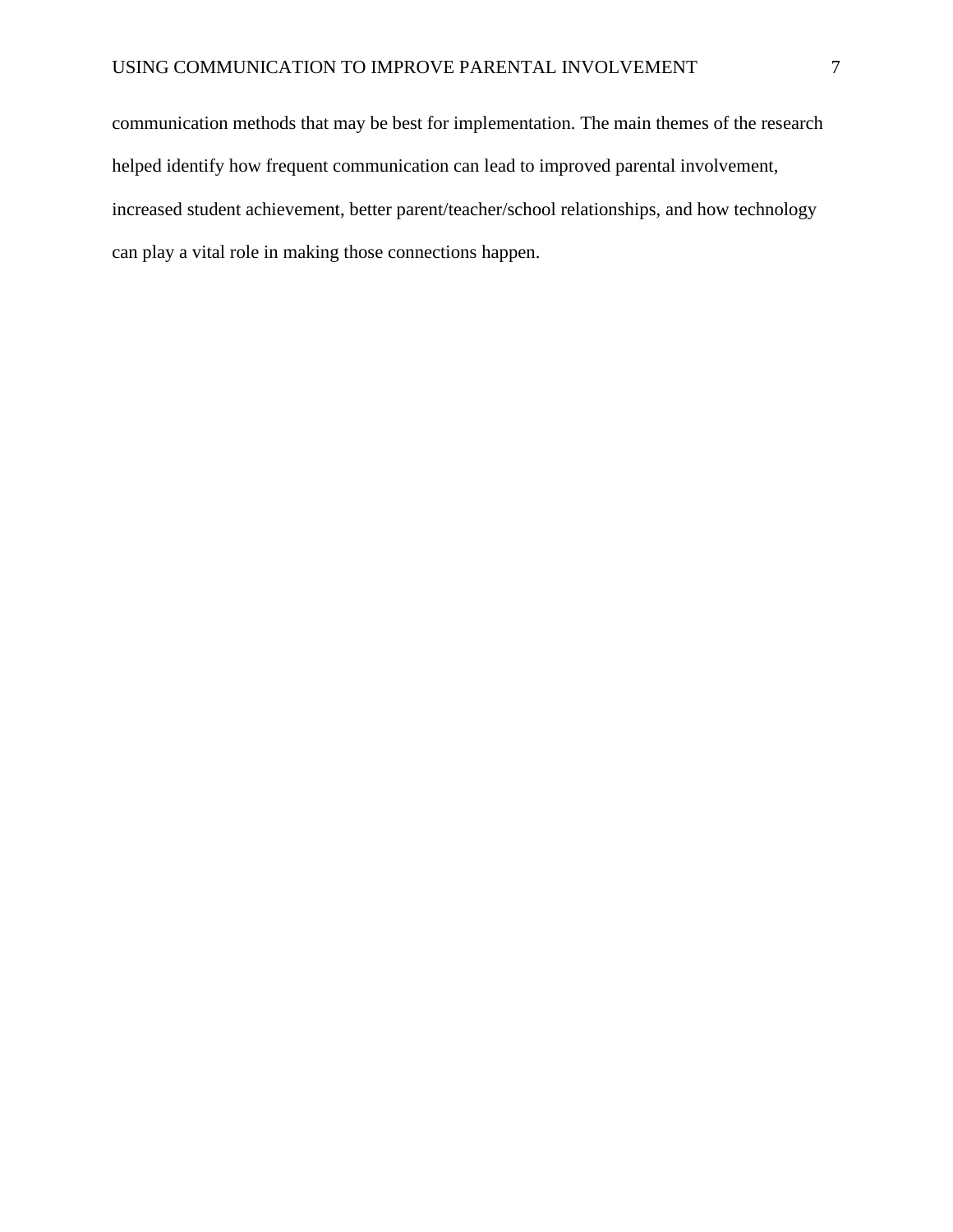communication methods that may be best for implementation. The main themes of the research helped identify how frequent communication can lead to improved parental involvement, increased student achievement, better parent/teacher/school relationships, and how technology can play a vital role in making those connections happen.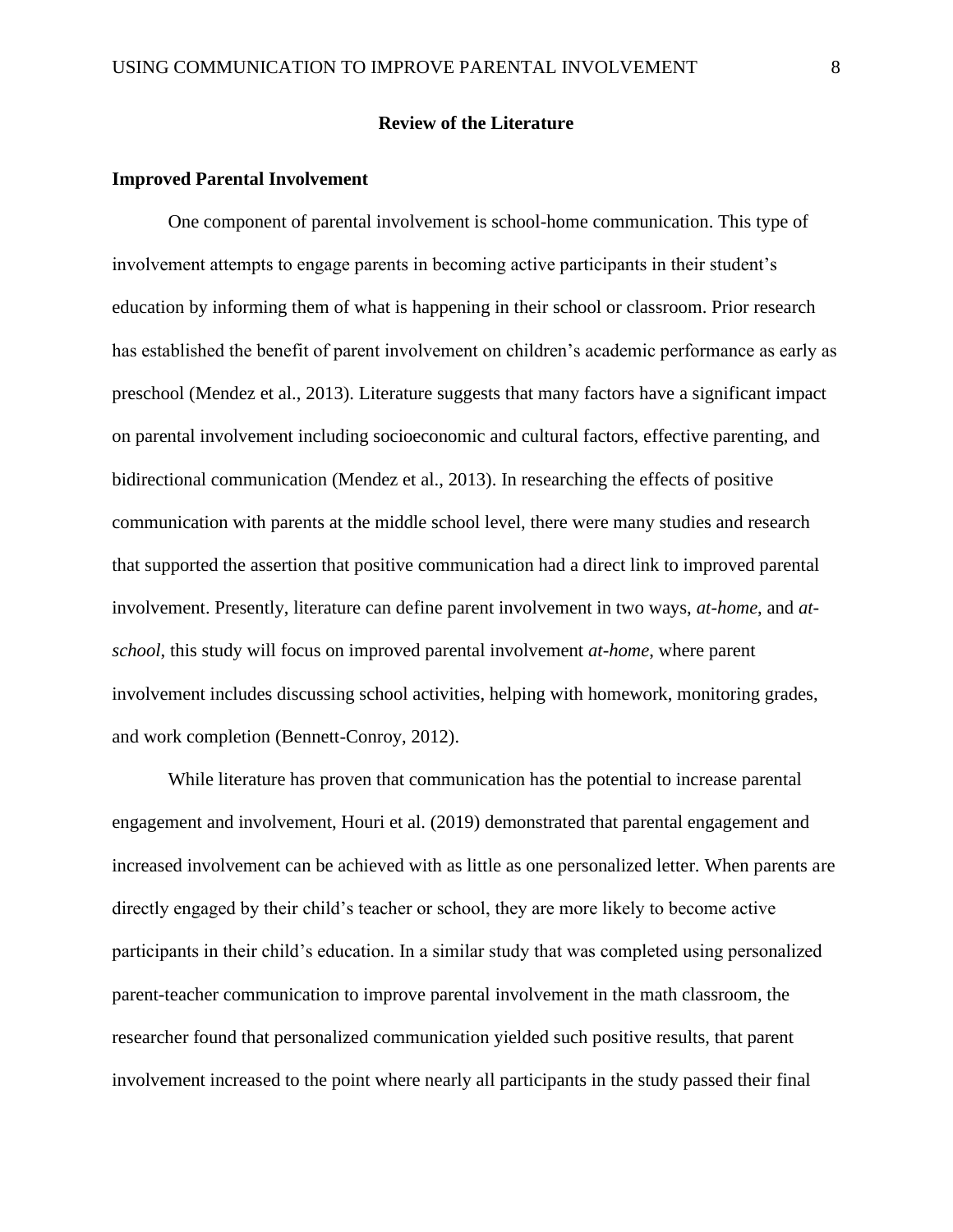## Review of the Literature

### Improved Parental Involvement

One component of parental involvement is school-home communication. This type of involvement attempts to engage parents in becoming active participants in their student's education by informing them of what is happening in their school or classroom. Prior research has established the benefit of parent involvement on children's academic performance as early as preschool (Mendez et al., 2013). Literature suggests that many factors have a significant impact on parental involvement including socioeconomic and cultural factors, effective parenting, and bidirectional communication (Mendez et al., 2013). In researching the effects of positive communication with parents at the middle school level, there were many studies and research that supported the assertion that positive communication had a direct link to improved parental involvement. Presently, literature can define parent involvement in two ways, *at-home*, and *at-school*, this study will focus on improved parental involvement *at-home*, where parent involvement includes discussing school activities, helping with homework, monitoring grades, and work completion (Bennett-Conroy, 2012).

While literature has proven that communication has the potential to increase parental engagement and involvement, Houri et al. (2019) demonstrated that parental engagement and increased involvement can be achieved with as little as one personalized letter. When parents are directly engaged by their child's teacher or school, they are more likely to become active participants in their child's education. In a similar study that was completed using personalized parent-teacher communication to improve parental involvement in the math classroom, the researcher found that personalized communication yielded such positive results, that parent involvement increased to the point where nearly all participants in the study passed their final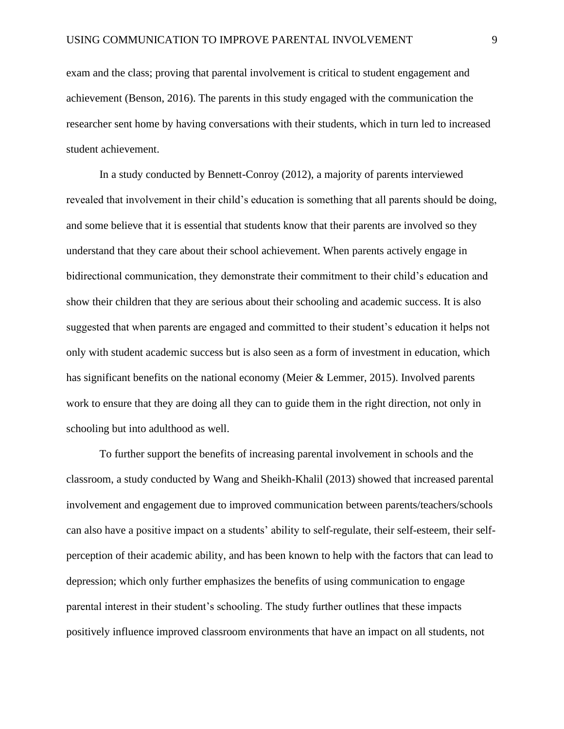exam and the class; proving that parental involvement is critical to student engagement and achievement (Benson, 2016). The parents in this study engaged with the communication the researcher sent home by having conversations with their students, which in turn led to increased student achievement.

In a study conducted by Bennett-Conroy (2012), a majority of parents interviewed revealed that involvement in their child's education is something that all parents should be doing, and some believe that it is essential that students know that their parents are involved so they understand that they care about their school achievement. When parents actively engage in bidirectional communication, they demonstrate their commitment to their child's education and show their children that they are serious about their schooling and academic success. It is also suggested that when parents are engaged and committed to their student's education it helps not only with student academic success but is also seen as a form of investment in education, which has significant benefits on the national economy (Meier & Lemmer, 2015). Involved parents work to ensure that they are doing all they can to guide them in the right direction, not only in schooling but into adulthood as well.

To further support the benefits of increasing parental involvement in schools and the classroom, a study conducted by Wang and Sheikh-Khalil (2013) showed that increased parental involvement and engagement due to improved communication between parents/teachers/schools can also have a positive impact on a students' ability to self-regulate, their self-esteem, their self-perception of their academic ability, and has been known to help with the factors that can lead to depression; which only further emphasizes the benefits of using communication to engage parental interest in their student's schooling. The study further outlines that these impacts positively influence improved classroom environments that have an impact on all students, not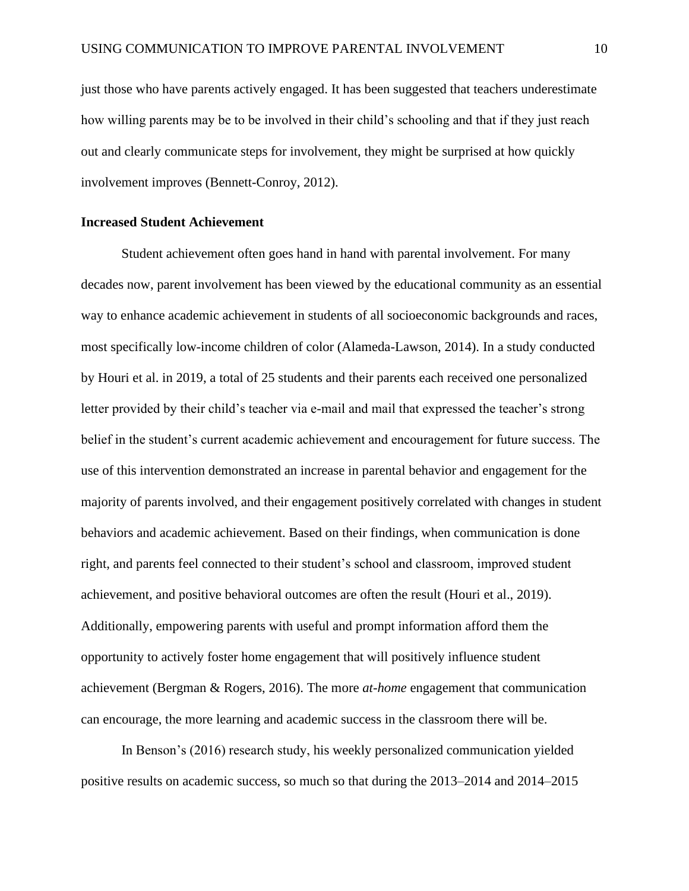just those who have parents actively engaged. It has been suggested that teachers underestimate how willing parents may be to be involved in their child's schooling and that if they just reach out and clearly communicate steps for involvement, they might be surprised at how quickly involvement improves (Bennett-Conroy, 2012).

**Increased Student Achievement**

Student achievement often goes hand in hand with parental involvement. For many decades now, parent involvement has been viewed by the educational community as an essential way to enhance academic achievement in students of all socioeconomic backgrounds and races, most specifically low-income children of color (Alameda-Lawson, 2014). In a study conducted by Houri et al. in 2019, a total of 25 students and their parents each received one personalized letter provided by their child's teacher via e-mail and mail that expressed the teacher's strong belief in the student's current academic achievement and encouragement for future success. The use of this intervention demonstrated an increase in parental behavior and engagement for the majority of parents involved, and their engagement positively correlated with changes in student behaviors and academic achievement. Based on their findings, when communication is done right, and parents feel connected to their student's school and classroom, improved student achievement, and positive behavioral outcomes are often the result (Houri et al., 2019). Additionally, empowering parents with useful and prompt information afford them the opportunity to actively foster home engagement that will positively influence student achievement (Bergman & Rogers, 2016). The more *at-home* engagement that communication can encourage, the more learning and academic success in the classroom there will be.

In Benson's (2016) research study, his weekly personalized communication yielded positive results on academic success, so much so that during the 2013–2014 and 2014–2015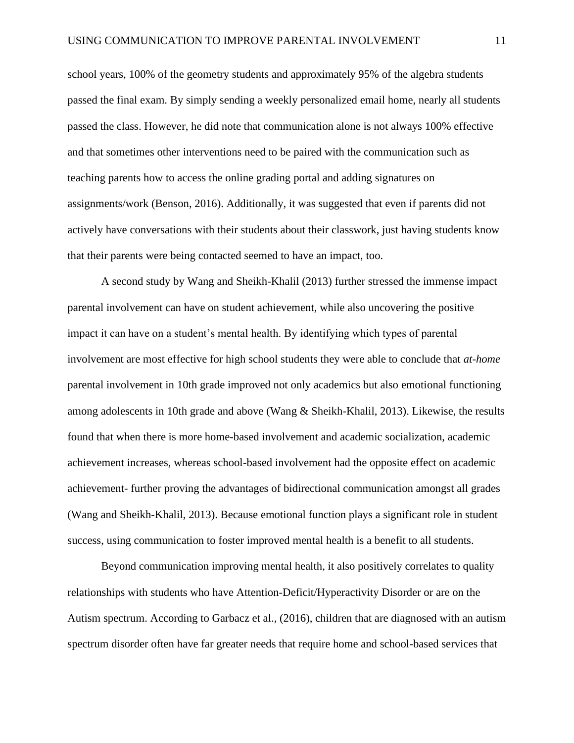school years, 100% of the geometry students and approximately 95% of the algebra students passed the final exam. By simply sending a weekly personalized email home, nearly all students passed the class. However, he did note that communication alone is not always 100% effective and that sometimes other interventions need to be paired with the communication such as teaching parents how to access the online grading portal and adding signatures on assignments/work (Benson, 2016). Additionally, it was suggested that even if parents did not actively have conversations with their students about their classwork, just having students know that their parents were being contacted seemed to have an impact, too.

A second study by Wang and Sheikh-Khalil (2013) further stressed the immense impact parental involvement can have on student achievement, while also uncovering the positive impact it can have on a student's mental health. By identifying which types of parental involvement are most effective for high school students they were able to conclude that *at-home* parental involvement in 10th grade improved not only academics but also emotional functioning among adolescents in 10th grade and above (Wang & Sheikh-Khalil, 2013). Likewise, the results found that when there is more home-based involvement and academic socialization, academic achievement increases, whereas school-based involvement had the opposite effect on academic achievement- further proving the advantages of bidirectional communication amongst all grades (Wang and Sheikh-Khalil, 2013). Because emotional function plays a significant role in student success, using communication to foster improved mental health is a benefit to all students.

Beyond communication improving mental health, it also positively correlates to quality relationships with students who have Attention-Deficit/Hyperactivity Disorder or are on the Autism spectrum. According to Garbacz et al., (2016), children that are diagnosed with an autism spectrum disorder often have far greater needs that require home and school-based services that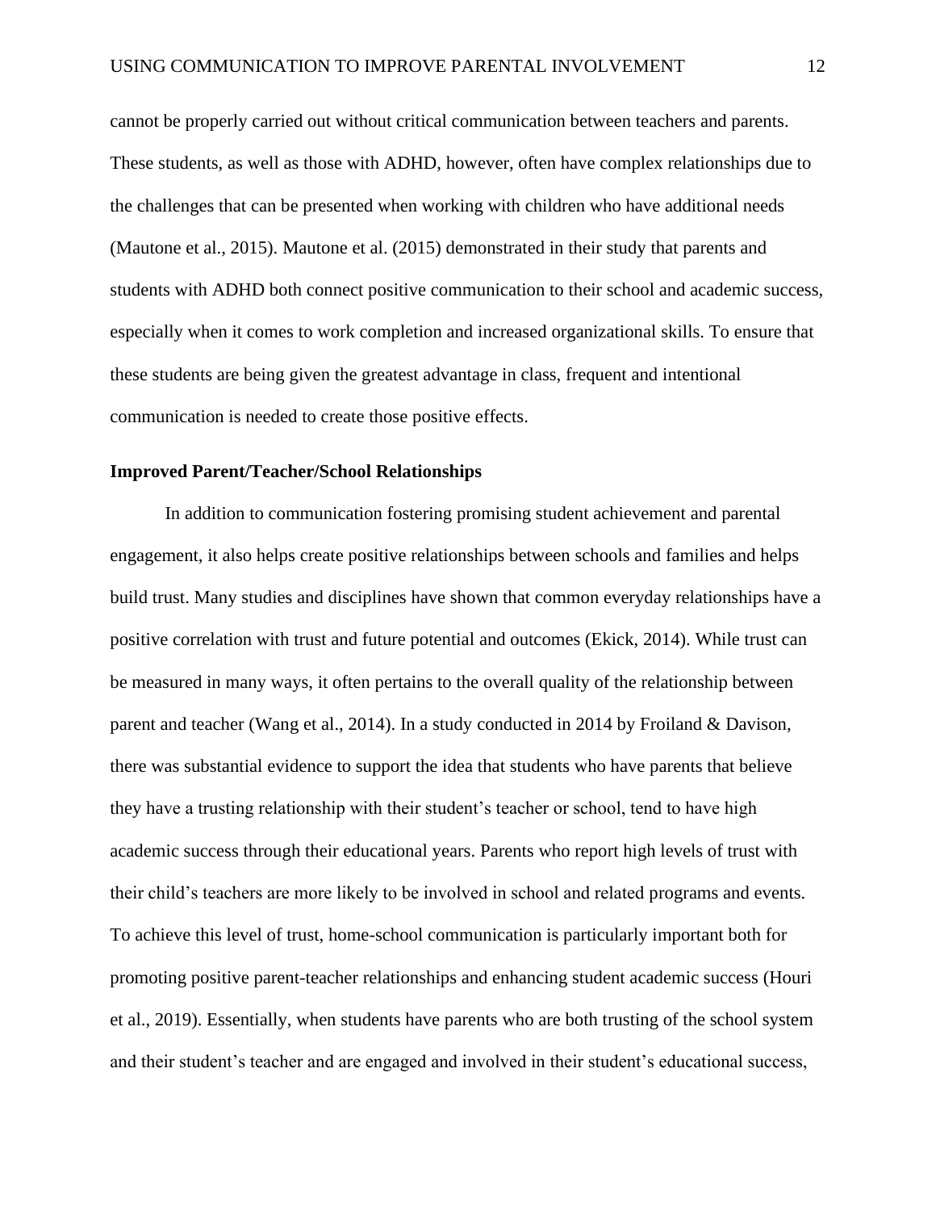cannot be properly carried out without critical communication between teachers and parents. These students, as well as those with ADHD, however, often have complex relationships due to the challenges that can be presented when working with children who have additional needs (Mautone et al., 2015). Mautone et al. (2015) demonstrated in their study that parents and students with ADHD both connect positive communication to their school and academic success, especially when it comes to work completion and increased organizational skills. To ensure that these students are being given the greatest advantage in class, frequent and intentional communication is needed to create those positive effects.

**Improved Parent/Teacher/School Relationships**

In addition to communication fostering promising student achievement and parental engagement, it also helps create positive relationships between schools and families and helps build trust. Many studies and disciplines have shown that common everyday relationships have a positive correlation with trust and future potential and outcomes (Ekick, 2014). While trust can be measured in many ways, it often pertains to the overall quality of the relationship between parent and teacher (Wang et al., 2014). In a study conducted in 2014 by Froiland & Davison, there was substantial evidence to support the idea that students who have parents that believe they have a trusting relationship with their student's teacher or school, tend to have high academic success through their educational years. Parents who report high levels of trust with their child's teachers are more likely to be involved in school and related programs and events. To achieve this level of trust, home-school communication is particularly important both for promoting positive parent-teacher relationships and enhancing student academic success (Houri et al., 2019). Essentially, when students have parents who are both trusting of the school system and their student's teacher and are engaged and involved in their student's educational success,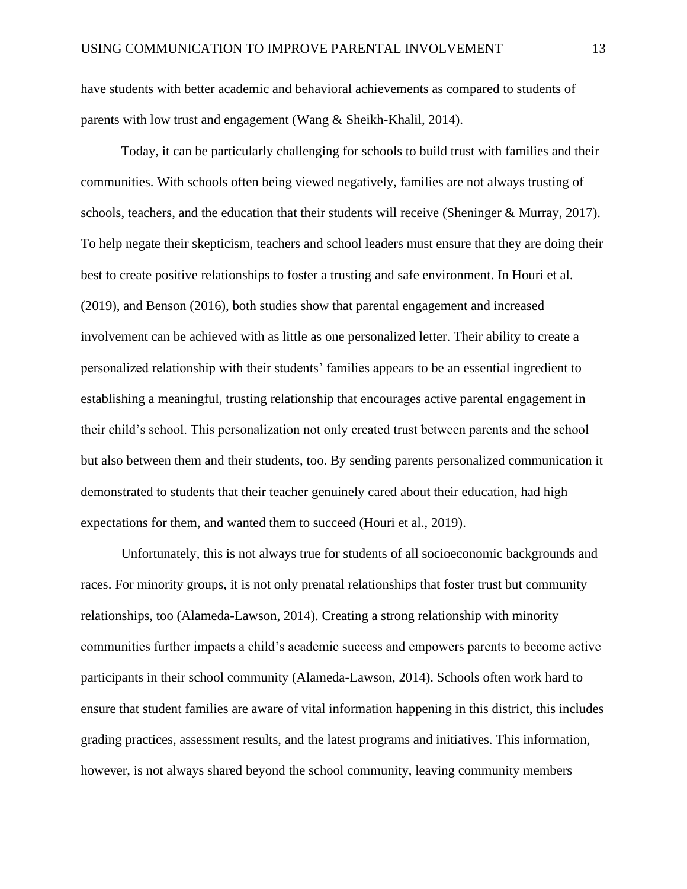have students with better academic and behavioral achievements as compared to students of parents with low trust and engagement (Wang & Sheikh-Khalil, 2014).

Today, it can be particularly challenging for schools to build trust with families and their communities. With schools often being viewed negatively, families are not always trusting of schools, teachers, and the education that their students will receive (Sheninger & Murray, 2017). To help negate their skepticism, teachers and school leaders must ensure that they are doing their best to create positive relationships to foster a trusting and safe environment. In Houri et al. (2019), and Benson (2016), both studies show that parental engagement and increased involvement can be achieved with as little as one personalized letter. Their ability to create a personalized relationship with their students' families appears to be an essential ingredient to establishing a meaningful, trusting relationship that encourages active parental engagement in their child's school. This personalization not only created trust between parents and the school but also between them and their students, too. By sending parents personalized communication it demonstrated to students that their teacher genuinely cared about their education, had high expectations for them, and wanted them to succeed (Houri et al., 2019).

Unfortunately, this is not always true for students of all socioeconomic backgrounds and races. For minority groups, it is not only prenatal relationships that foster trust but community relationships, too (Alameda-Lawson, 2014). Creating a strong relationship with minority communities further impacts a child's academic success and empowers parents to become active participants in their school community (Alameda-Lawson, 2014). Schools often work hard to ensure that student families are aware of vital information happening in this district, this includes grading practices, assessment results, and the latest programs and initiatives. This information, however, is not always shared beyond the school community, leaving community members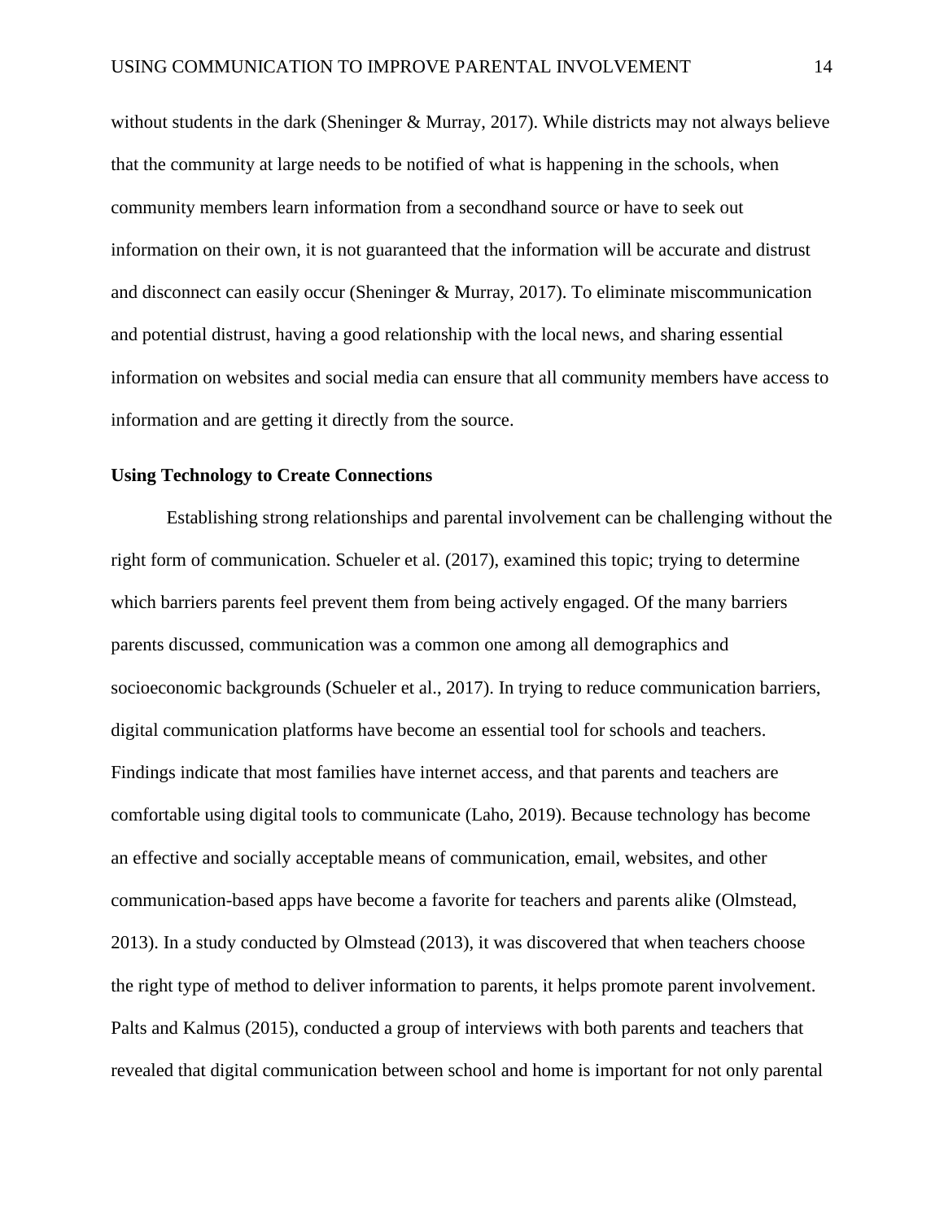without students in the dark (Sheninger & Murray, 2017). While districts may not always believe that the community at large needs to be notified of what is happening in the schools, when community members learn information from a secondhand source or have to seek out information on their own, it is not guaranteed that the information will be accurate and distrust and disconnect can easily occur (Sheninger & Murray, 2017). To eliminate miscommunication and potential distrust, having a good relationship with the local news, and sharing essential information on websites and social media can ensure that all community members have access to information and are getting it directly from the source.

**Using Technology to Create Connections**

Establishing strong relationships and parental involvement can be challenging without the right form of communication. Schueler et al. (2017), examined this topic; trying to determine which barriers parents feel prevent them from being actively engaged. Of the many barriers parents discussed, communication was a common one among all demographics and socioeconomic backgrounds (Schueler et al., 2017). In trying to reduce communication barriers, digital communication platforms have become an essential tool for schools and teachers. Findings indicate that most families have internet access, and that parents and teachers are comfortable using digital tools to communicate (Laho, 2019). Because technology has become an effective and socially acceptable means of communication, email, websites, and other communication-based apps have become a favorite for teachers and parents alike (Olmstead, 2013). In a study conducted by Olmstead (2013), it was discovered that when teachers choose the right type of method to deliver information to parents, it helps promote parent involvement. Palts and Kalmus (2015), conducted a group of interviews with both parents and teachers that revealed that digital communication between school and home is important for not only parental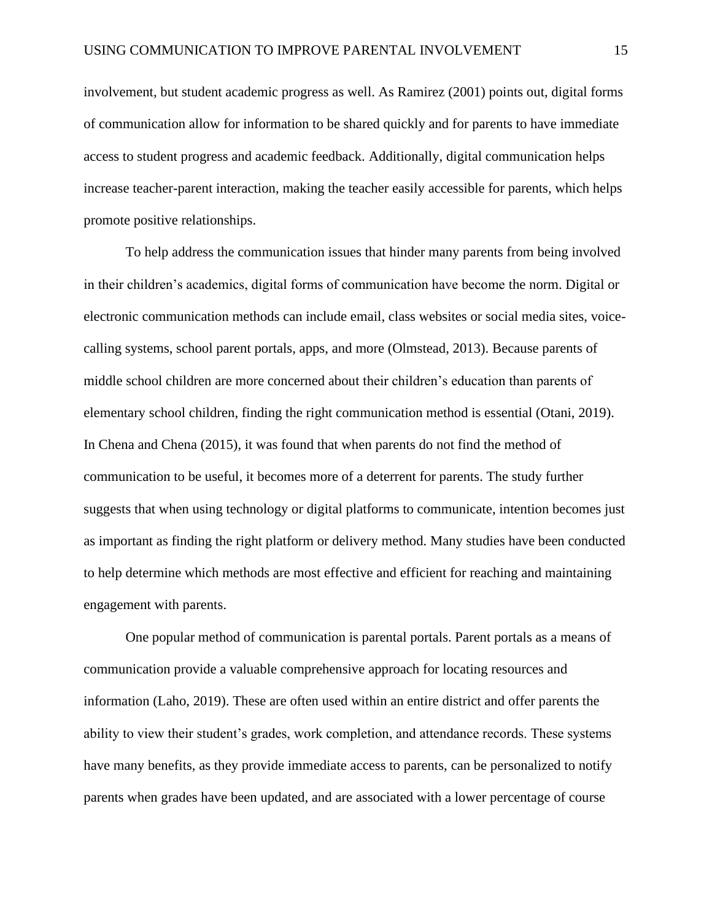involvement, but student academic progress as well. As Ramirez (2001) points out, digital forms of communication allow for information to be shared quickly and for parents to have immediate access to student progress and academic feedback. Additionally, digital communication helps increase teacher-parent interaction, making the teacher easily accessible for parents, which helps promote positive relationships.

To help address the communication issues that hinder many parents from being involved in their children's academics, digital forms of communication have become the norm. Digital or electronic communication methods can include email, class websites or social media sites, voice-calling systems, school parent portals, apps, and more (Olmstead, 2013). Because parents of middle school children are more concerned about their children's education than parents of elementary school children, finding the right communication method is essential (Otani, 2019). In Chena and Chena (2015), it was found that when parents do not find the method of communication to be useful, it becomes more of a deterrent for parents. The study further suggests that when using technology or digital platforms to communicate, intention becomes just as important as finding the right platform or delivery method. Many studies have been conducted to help determine which methods are most effective and efficient for reaching and maintaining engagement with parents.

One popular method of communication is parental portals. Parent portals as a means of communication provide a valuable comprehensive approach for locating resources and information (Laho, 2019). These are often used within an entire district and offer parents the ability to view their student's grades, work completion, and attendance records. These systems have many benefits, as they provide immediate access to parents, can be personalized to notify parents when grades have been updated, and are associated with a lower percentage of course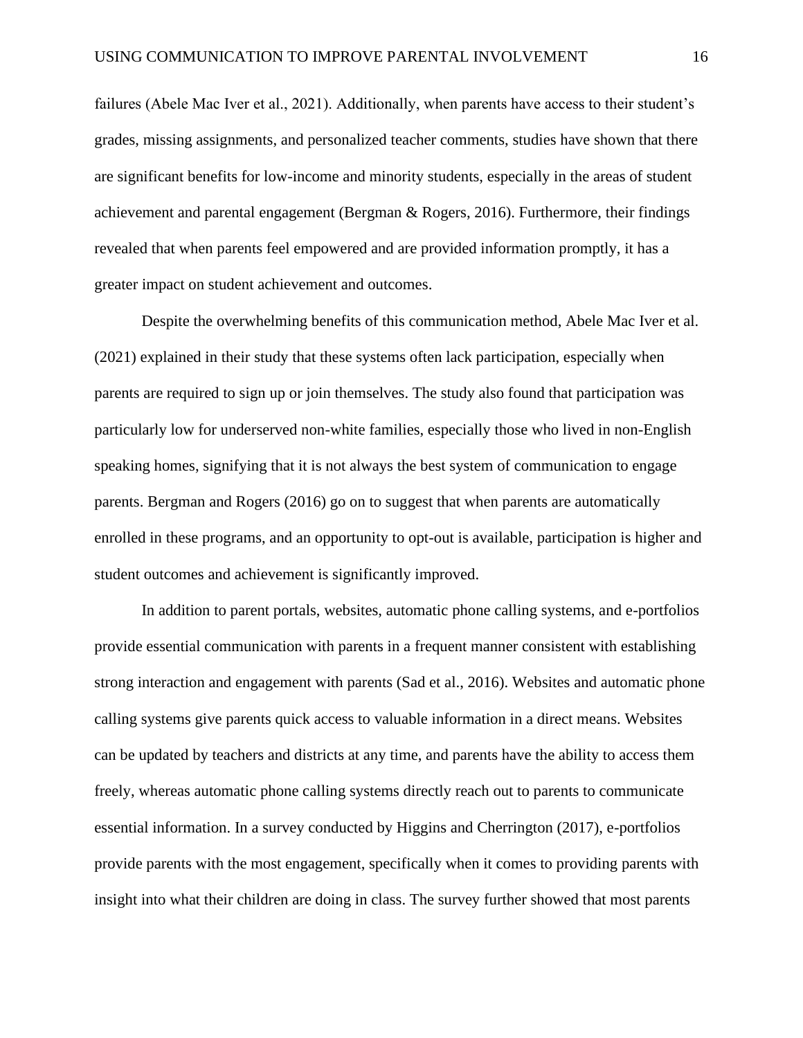failures (Abele Mac Iver et al., 2021). Additionally, when parents have access to their student's grades, missing assignments, and personalized teacher comments, studies have shown that there are significant benefits for low-income and minority students, especially in the areas of student achievement and parental engagement (Bergman & Rogers, 2016). Furthermore, their findings revealed that when parents feel empowered and are provided information promptly, it has a greater impact on student achievement and outcomes.

Despite the overwhelming benefits of this communication method, Abele Mac Iver et al. (2021) explained in their study that these systems often lack participation, especially when parents are required to sign up or join themselves. The study also found that participation was particularly low for underserved non-white families, especially those who lived in non-English speaking homes, signifying that it is not always the best system of communication to engage parents. Bergman and Rogers (2016) go on to suggest that when parents are automatically enrolled in these programs, and an opportunity to opt-out is available, participation is higher and student outcomes and achievement is significantly improved.

In addition to parent portals, websites, automatic phone calling systems, and e-portfolios provide essential communication with parents in a frequent manner consistent with establishing strong interaction and engagement with parents (Sad et al., 2016). Websites and automatic phone calling systems give parents quick access to valuable information in a direct means. Websites can be updated by teachers and districts at any time, and parents have the ability to access them freely, whereas automatic phone calling systems directly reach out to parents to communicate essential information. In a survey conducted by Higgins and Cherrington (2017), e-portfolios provide parents with the most engagement, specifically when it comes to providing parents with insight into what their children are doing in class. The survey further showed that most parents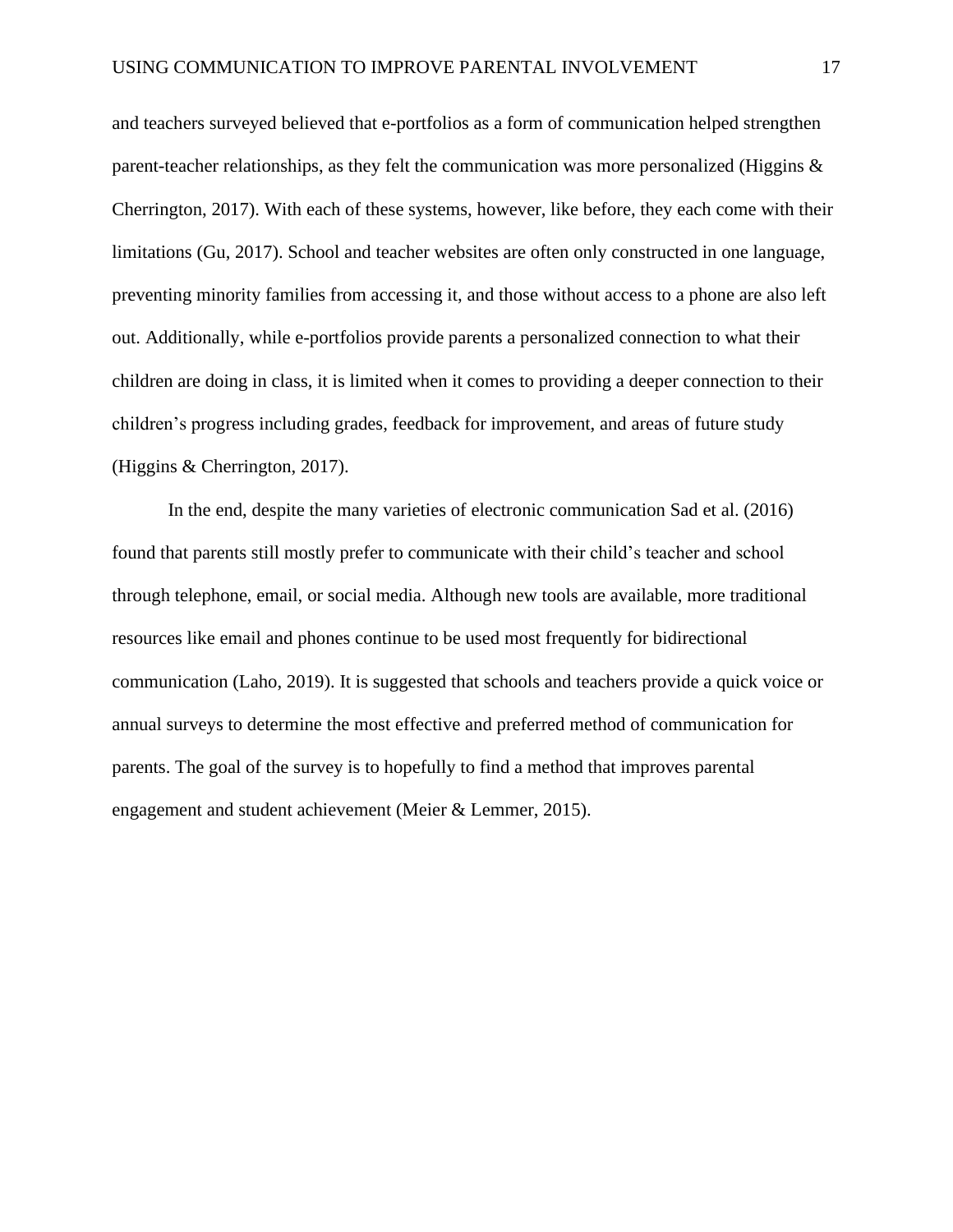and teachers surveyed believed that e-portfolios as a form of communication helped strengthen parent-teacher relationships, as they felt the communication was more personalized (Higgins & Cherrington, 2017). With each of these systems, however, like before, they each come with their limitations (Gu, 2017). School and teacher websites are often only constructed in one language, preventing minority families from accessing it, and those without access to a phone are also left out. Additionally, while e-portfolios provide parents a personalized connection to what their children are doing in class, it is limited when it comes to providing a deeper connection to their children's progress including grades, feedback for improvement, and areas of future study (Higgins & Cherrington, 2017).

In the end, despite the many varieties of electronic communication Sad et al. (2016) found that parents still mostly prefer to communicate with their child's teacher and school through telephone, email, or social media. Although new tools are available, more traditional resources like email and phones continue to be used most frequently for bidirectional communication (Laho, 2019). It is suggested that schools and teachers provide a quick voice or annual surveys to determine the most effective and preferred method of communication for parents. The goal of the survey is to hopefully to find a method that improves parental engagement and student achievement (Meier & Lemmer, 2015).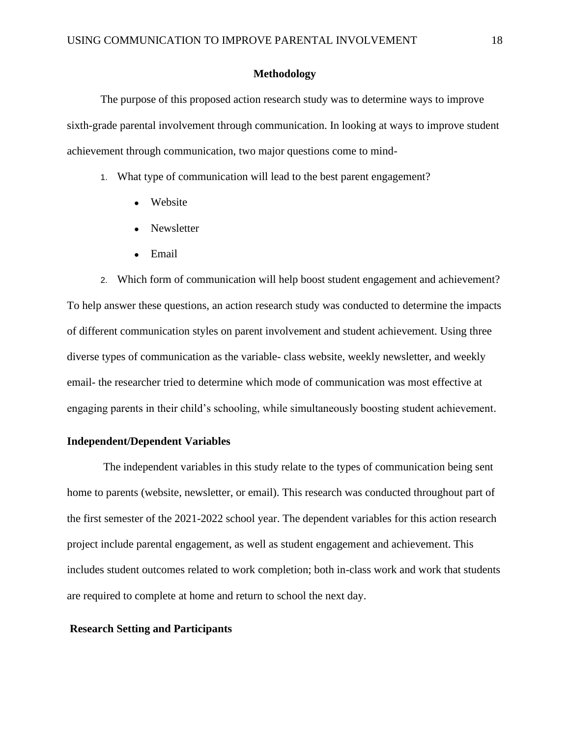## Methodology

The purpose of this proposed action research study was to determine ways to improve sixth-grade parental involvement through communication. In looking at ways to improve student achievement through communication, two major questions come to mind-

1. What type of communication will lead to the best parent engagement?
    - Website
    - Newsletter
    - Email
2. Which form of communication will help boost student engagement and achievement?

To help answer these questions, an action research study was conducted to determine the impacts of different communication styles on parent involvement and student achievement. Using three diverse types of communication as the variable- class website, weekly newsletter, and weekly email- the researcher tried to determine which mode of communication was most effective at engaging parents in their child's schooling, while simultaneously boosting student achievement.

### Independent/Dependent Variables

The independent variables in this study relate to the types of communication being sent home to parents (website, newsletter, or email). This research was conducted throughout part of the first semester of the 2021-2022 school year. The dependent variables for this action research project include parental engagement, as well as student engagement and achievement. This includes student outcomes related to work completion; both in-class work and work that students are required to complete at home and return to school the next day.

### Research Setting and Participants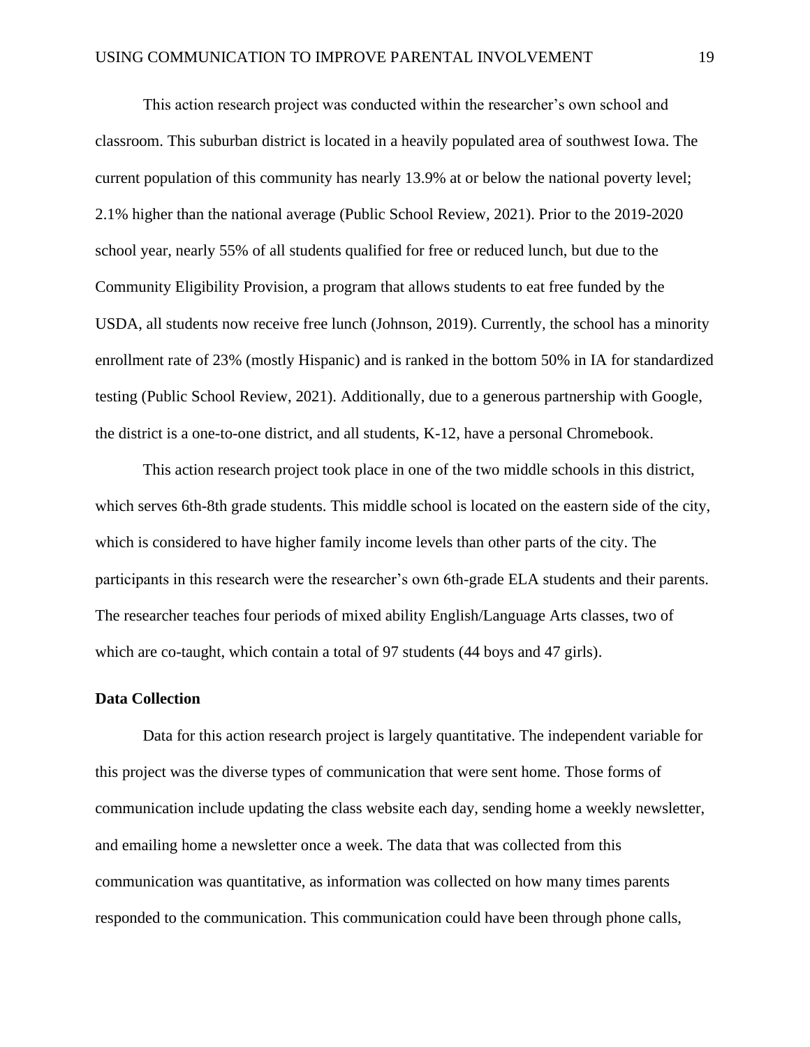This action research project was conducted within the researcher's own school and classroom. This suburban district is located in a heavily populated area of southwest Iowa. The current population of this community has nearly 13.9% at or below the national poverty level; 2.1% higher than the national average (Public School Review, 2021). Prior to the 2019-2020 school year, nearly 55% of all students qualified for free or reduced lunch, but due to the Community Eligibility Provision, a program that allows students to eat free funded by the USDA, all students now receive free lunch (Johnson, 2019). Currently, the school has a minority enrollment rate of 23% (mostly Hispanic) and is ranked in the bottom 50% in IA for standardized testing (Public School Review, 2021). Additionally, due to a generous partnership with Google, the district is a one-to-one district, and all students, K-12, have a personal Chromebook.

This action research project took place in one of the two middle schools in this district, which serves 6th-8th grade students. This middle school is located on the eastern side of the city, which is considered to have higher family income levels than other parts of the city. The participants in this research were the researcher's own 6th-grade ELA students and their parents. The researcher teaches four periods of mixed ability English/Language Arts classes, two of which are co-taught, which contain a total of 97 students (44 boys and 47 girls).

## Data Collection

Data for this action research project is largely quantitative. The independent variable for this project was the diverse types of communication that were sent home. Those forms of communication include updating the class website each day, sending home a weekly newsletter, and emailing home a newsletter once a week. The data that was collected from this communication was quantitative, as information was collected on how many times parents responded to the communication. This communication could have been through phone calls,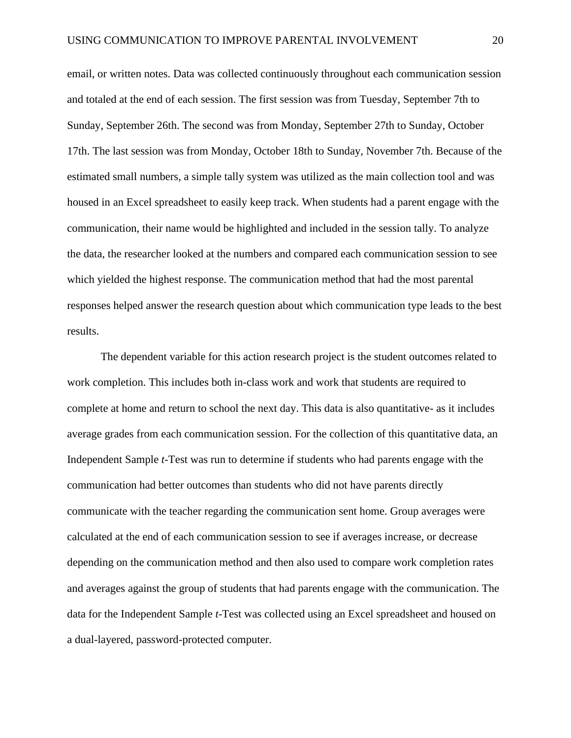email, or written notes. Data was collected continuously throughout each communication session and totaled at the end of each session. The first session was from Tuesday, September 7th to Sunday, September 26th. The second was from Monday, September 27th to Sunday, October 17th. The last session was from Monday, October 18th to Sunday, November 7th. Because of the estimated small numbers, a simple tally system was utilized as the main collection tool and was housed in an Excel spreadsheet to easily keep track. When students had a parent engage with the communication, their name would be highlighted and included in the session tally. To analyze the data, the researcher looked at the numbers and compared each communication session to see which yielded the highest response. The communication method that had the most parental responses helped answer the research question about which communication type leads to the best results.

The dependent variable for this action research project is the student outcomes related to work completion. This includes both in-class work and work that students are required to complete at home and return to school the next day. This data is also quantitative- as it includes average grades from each communication session. For the collection of this quantitative data, an Independent Sample *t*-Test was run to determine if students who had parents engage with the communication had better outcomes than students who did not have parents directly communicate with the teacher regarding the communication sent home. Group averages were calculated at the end of each communication session to see if averages increase, or decrease depending on the communication method and then also used to compare work completion rates and averages against the group of students that had parents engage with the communication. The data for the Independent Sample *t*-Test was collected using an Excel spreadsheet and housed on a dual-layered, password-protected computer.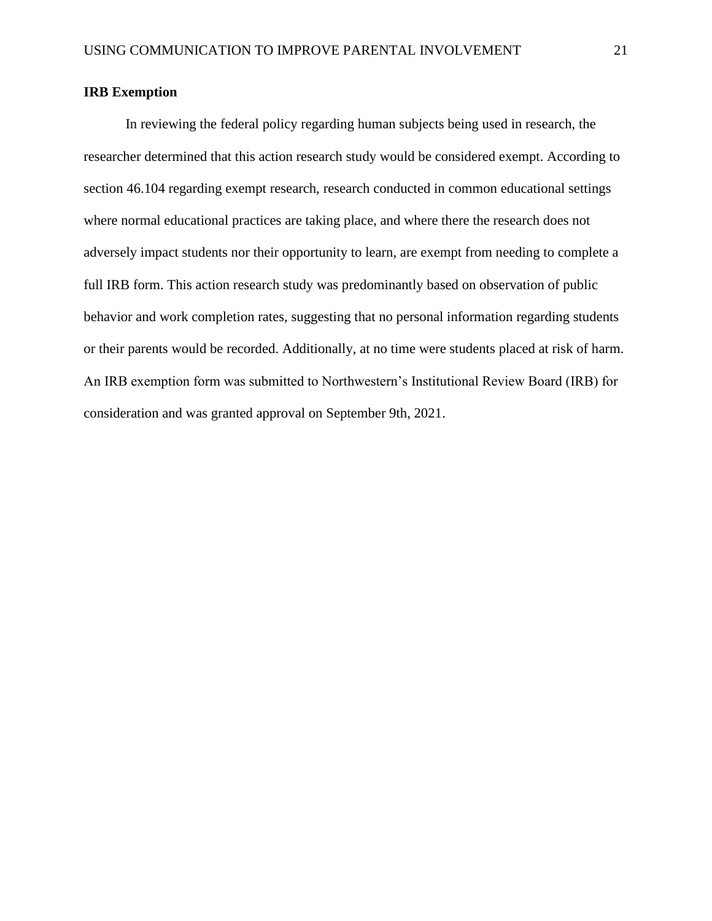**IRB Exemption**

In reviewing the federal policy regarding human subjects being used in research, the researcher determined that this action research study would be considered exempt. According to section 46.104 regarding exempt research, research conducted in common educational settings where normal educational practices are taking place, and where there the research does not adversely impact students nor their opportunity to learn, are exempt from needing to complete a full IRB form. This action research study was predominantly based on observation of public behavior and work completion rates, suggesting that no personal information regarding students or their parents would be recorded. Additionally, at no time were students placed at risk of harm. An IRB exemption form was submitted to Northwestern's Institutional Review Board (IRB) for consideration and was granted approval on September 9th, 2021.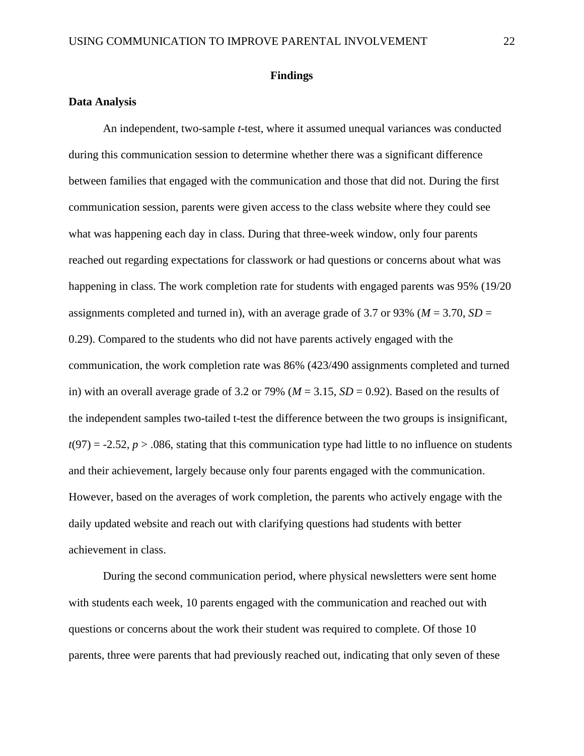## Findings

### Data Analysis

An independent, two-sample *t*-test, where it assumed unequal variances was conducted during this communication session to determine whether there was a significant difference between families that engaged with the communication and those that did not. During the first communication session, parents were given access to the class website where they could see what was happening each day in class. During that three-week window, only four parents reached out regarding expectations for classwork or had questions or concerns about what was happening in class. The work completion rate for students with engaged parents was 95% (19/20 assignments completed and turned in), with an average grade of 3.7 or 93% ($M = 3.70$, $SD = 0.29$). Compared to the students who did not have parents actively engaged with the communication, the work completion rate was 86% (423/490 assignments completed and turned in) with an overall average grade of 3.2 or 79% ($M = 3.15$, $SD = 0.92$). Based on the results of the independent samples two-tailed t-test the difference between the two groups is insignificant, $t(97) = -2.52$, $p > .086$, stating that this communication type had little to no influence on students and their achievement, largely because only four parents engaged with the communication. However, based on the averages of work completion, the parents who actively engage with the daily updated website and reach out with clarifying questions had students with better achievement in class.

During the second communication period, where physical newsletters were sent home with students each week, 10 parents engaged with the communication and reached out with questions or concerns about the work their student was required to complete. Of those 10 parents, three were parents that had previously reached out, indicating that only seven of these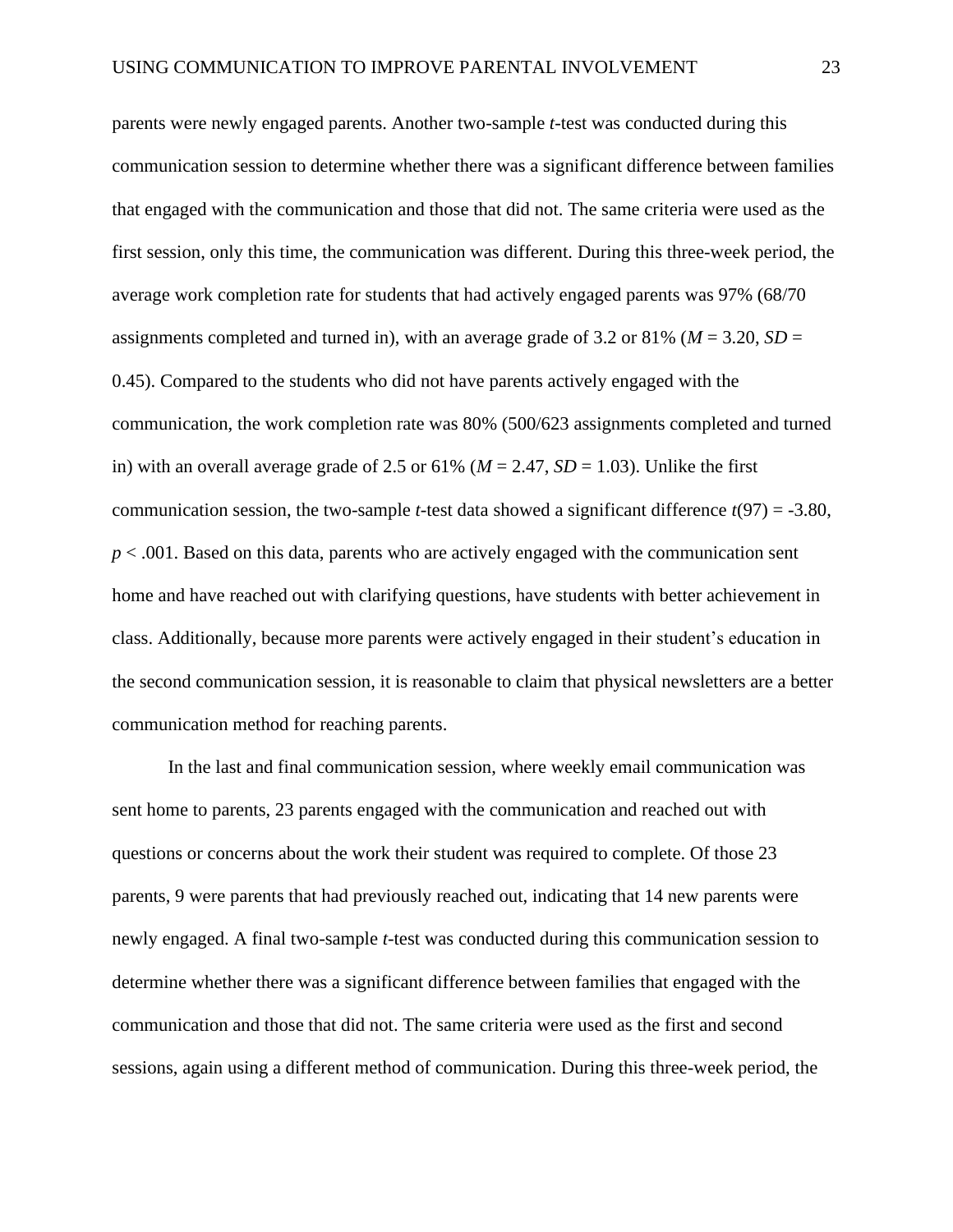parents were newly engaged parents. Another two-sample *t*-test was conducted during this communication session to determine whether there was a significant difference between families that engaged with the communication and those that did not. The same criteria were used as the first session, only this time, the communication was different. During this three-week period, the average work completion rate for students that had actively engaged parents was 97% (68/70 assignments completed and turned in), with an average grade of 3.2 or 81% ($M = 3.20$, $SD = 0.45$). Compared to the students who did not have parents actively engaged with the communication, the work completion rate was 80% (500/623 assignments completed and turned in) with an overall average grade of 2.5 or 61% ($M = 2.47$, $SD = 1.03$). Unlike the first communication session, the two-sample *t*-test data showed a significant difference $t(97) = -3.80$, $p < .001$. Based on this data, parents who are actively engaged with the communication sent home and have reached out with clarifying questions, have students with better achievement in class. Additionally, because more parents were actively engaged in their student's education in the second communication session, it is reasonable to claim that physical newsletters are a better communication method for reaching parents.

In the last and final communication session, where weekly email communication was sent home to parents, 23 parents engaged with the communication and reached out with questions or concerns about the work their student was required to complete. Of those 23 parents, 9 were parents that had previously reached out, indicating that 14 new parents were newly engaged. A final two-sample *t*-test was conducted during this communication session to determine whether there was a significant difference between families that engaged with the communication and those that did not. The same criteria were used as the first and second sessions, again using a different method of communication. During this three-week period, the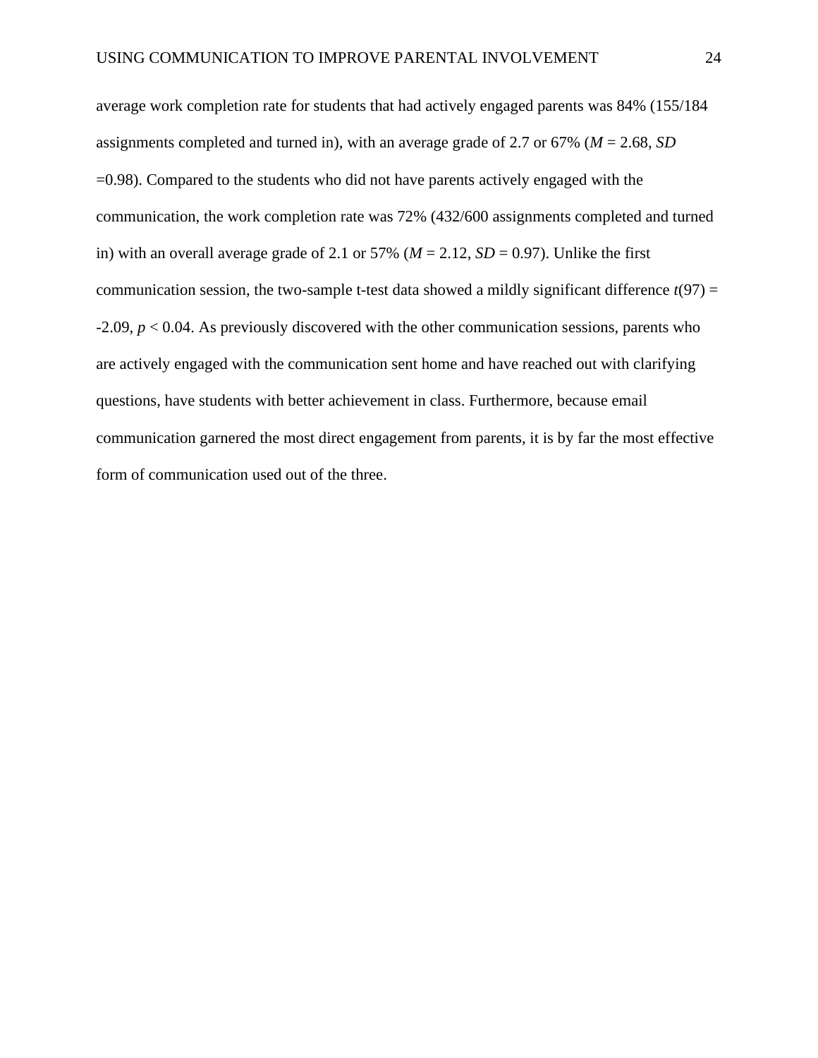average work completion rate for students that had actively engaged parents was 84% (155/184 assignments completed and turned in), with an average grade of 2.7 or 67% ($M$ = 2.68, $SD$ =0.98). Compared to the students who did not have parents actively engaged with the communication, the work completion rate was 72% (432/600 assignments completed and turned in) with an overall average grade of 2.1 or 57% ($M$ = 2.12, $SD$ = 0.97). Unlike the first communication session, the two-sample t-test data showed a mildly significant difference $t(97) = -2.09$, $p < 0.04$. As previously discovered with the other communication sessions, parents who are actively engaged with the communication sent home and have reached out with clarifying questions, have students with better achievement in class. Furthermore, because email communication garnered the most direct engagement from parents, it is by far the most effective form of communication used out of the three.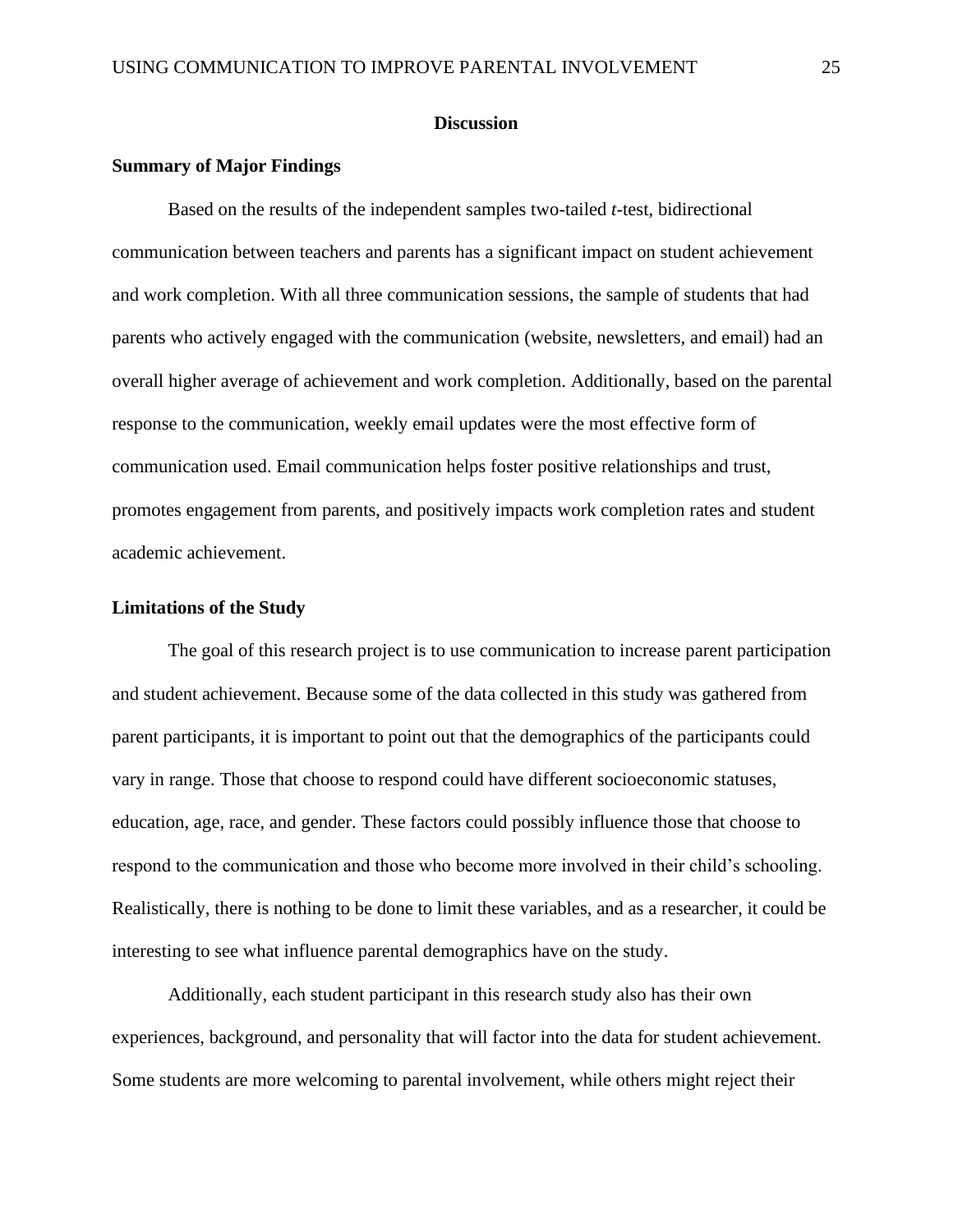# Discussion

## Summary of Major Findings

Based on the results of the independent samples two-tailed *t*-test, bidirectional communication between teachers and parents has a significant impact on student achievement and work completion. With all three communication sessions, the sample of students that had parents who actively engaged with the communication (website, newsletters, and email) had an overall higher average of achievement and work completion. Additionally, based on the parental response to the communication, weekly email updates were the most effective form of communication used. Email communication helps foster positive relationships and trust, promotes engagement from parents, and positively impacts work completion rates and student academic achievement.

## Limitations of the Study

The goal of this research project is to use communication to increase parent participation and student achievement. Because some of the data collected in this study was gathered from parent participants, it is important to point out that the demographics of the participants could vary in range. Those that choose to respond could have different socioeconomic statuses, education, age, race, and gender. These factors could possibly influence those that choose to respond to the communication and those who become more involved in their child's schooling. Realistically, there is nothing to be done to limit these variables, and as a researcher, it could be interesting to see what influence parental demographics have on the study.

Additionally, each student participant in this research study also has their own experiences, background, and personality that will factor into the data for student achievement. Some students are more welcoming to parental involvement, while others might reject their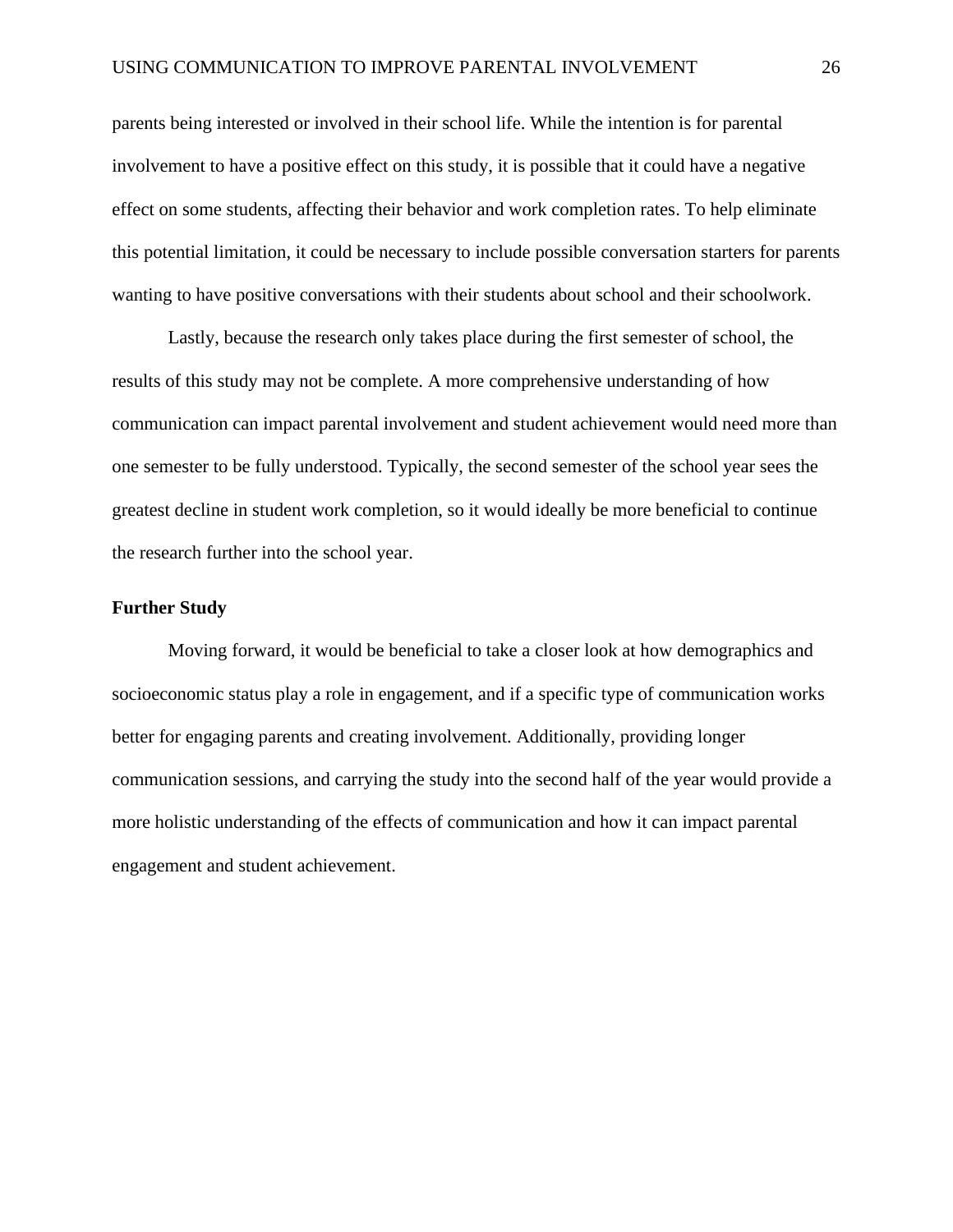parents being interested or involved in their school life. While the intention is for parental involvement to have a positive effect on this study, it is possible that it could have a negative effect on some students, affecting their behavior and work completion rates. To help eliminate this potential limitation, it could be necessary to include possible conversation starters for parents wanting to have positive conversations with their students about school and their schoolwork.

Lastly, because the research only takes place during the first semester of school, the results of this study may not be complete. A more comprehensive understanding of how communication can impact parental involvement and student achievement would need more than one semester to be fully understood. Typically, the second semester of the school year sees the greatest decline in student work completion, so it would ideally be more beneficial to continue the research further into the school year.

**Further Study**

Moving forward, it would be beneficial to take a closer look at how demographics and socioeconomic status play a role in engagement, and if a specific type of communication works better for engaging parents and creating involvement. Additionally, providing longer communication sessions, and carrying the study into the second half of the year would provide a more holistic understanding of the effects of communication and how it can impact parental engagement and student achievement.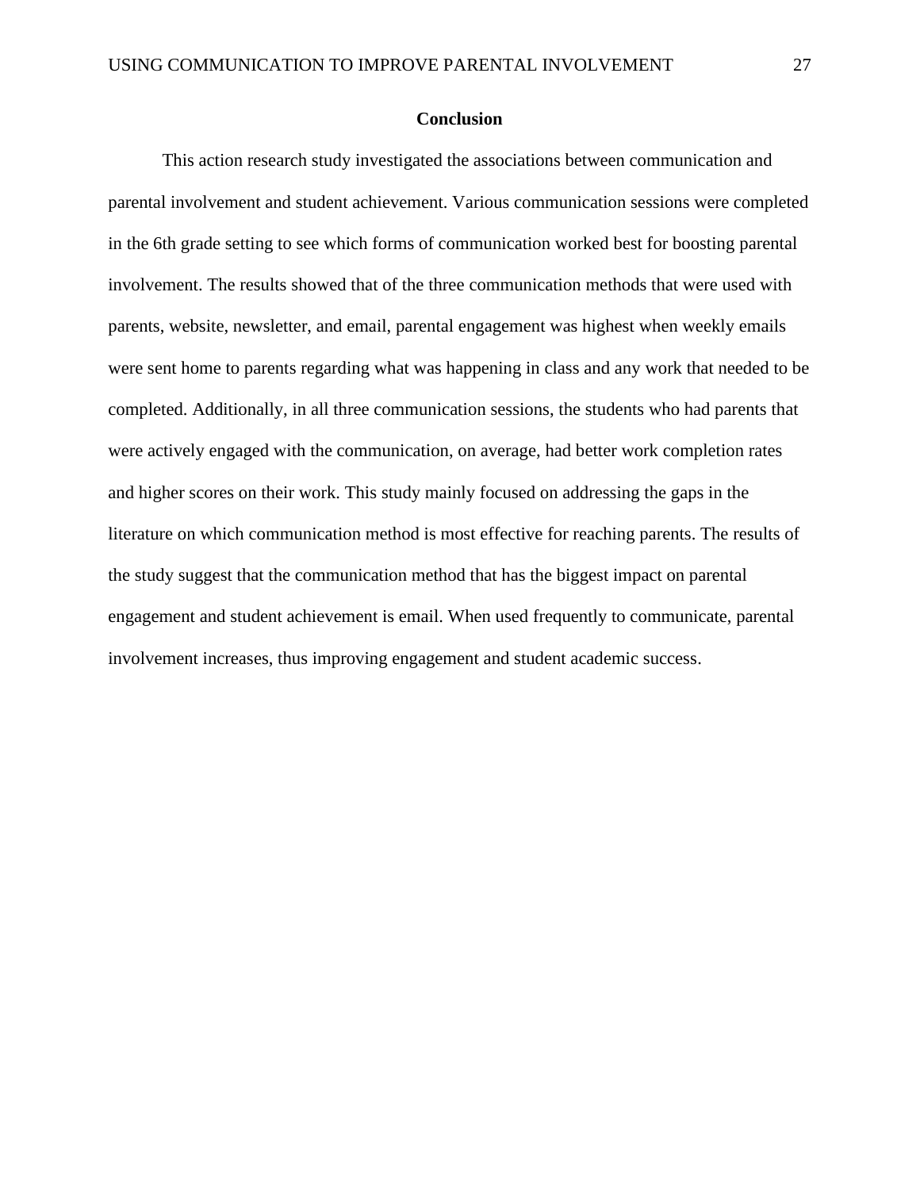## Conclusion

This action research study investigated the associations between communication and parental involvement and student achievement. Various communication sessions were completed in the 6th grade setting to see which forms of communication worked best for boosting parental involvement. The results showed that of the three communication methods that were used with parents, website, newsletter, and email, parental engagement was highest when weekly emails were sent home to parents regarding what was happening in class and any work that needed to be completed. Additionally, in all three communication sessions, the students who had parents that were actively engaged with the communication, on average, had better work completion rates and higher scores on their work. This study mainly focused on addressing the gaps in the literature on which communication method is most effective for reaching parents. The results of the study suggest that the communication method that has the biggest impact on parental engagement and student achievement is email. When used frequently to communicate, parental involvement increases, thus improving engagement and student academic success.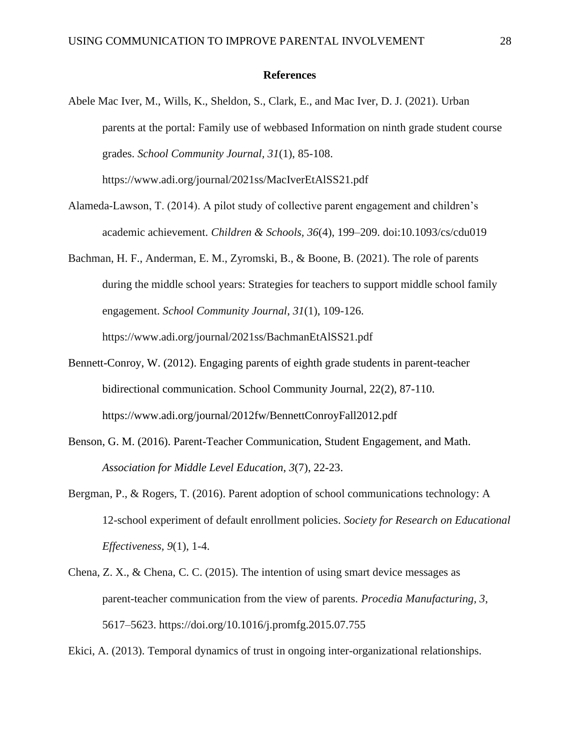## References

Abele Mac Iver, M., Wills, K., Sheldon, S., Clark, E., and Mac Iver, D. J. (2021). Urban parents at the portal: Family use of webbased Information on ninth grade student course grades. *School Community Journal*, *31*(1), 85-108. https://www.adi.org/journal/2021ss/MacIverEtAlSS21.pdf

Alameda-Lawson, T. (2014). A pilot study of collective parent engagement and children's academic achievement. *Children & Schools*, *36*(4), 199–209. doi:10.1093/cs/cdu019

Bachman, H. F., Anderman, E. M., Zyromski, B., & Boone, B. (2021). The role of parents during the middle school years: Strategies for teachers to support middle school family engagement. *School Community Journal*, *31*(1), 109-126. https://www.adi.org/journal/2021ss/BachmanEtAlSS21.pdf

Bennett-Conroy, W. (2012). Engaging parents of eighth grade students in parent-teacher bidirectional communication. School Community Journal, 22(2), 87-110. https://www.adi.org/journal/2012fw/BennettConroyFall2012.pdf

Benson, G. M. (2016). Parent-Teacher Communication, Student Engagement, and Math. *Association for Middle Level Education*, *3*(7), 22-23.

Bergman, P., & Rogers, T. (2016). Parent adoption of school communications technology: A 12-school experiment of default enrollment policies. *Society for Research on Educational Effectiveness, 9*(1), 1-4.

Chena, Z. X., & Chena, C. C. (2015). The intention of using smart device messages as parent-teacher communication from the view of parents. *Procedia Manufacturing, 3*, 5617–5623. https://doi.org/10.1016/j.promfg.2015.07.755

Ekici, A. (2013). Temporal dynamics of trust in ongoing inter-organizational relationships.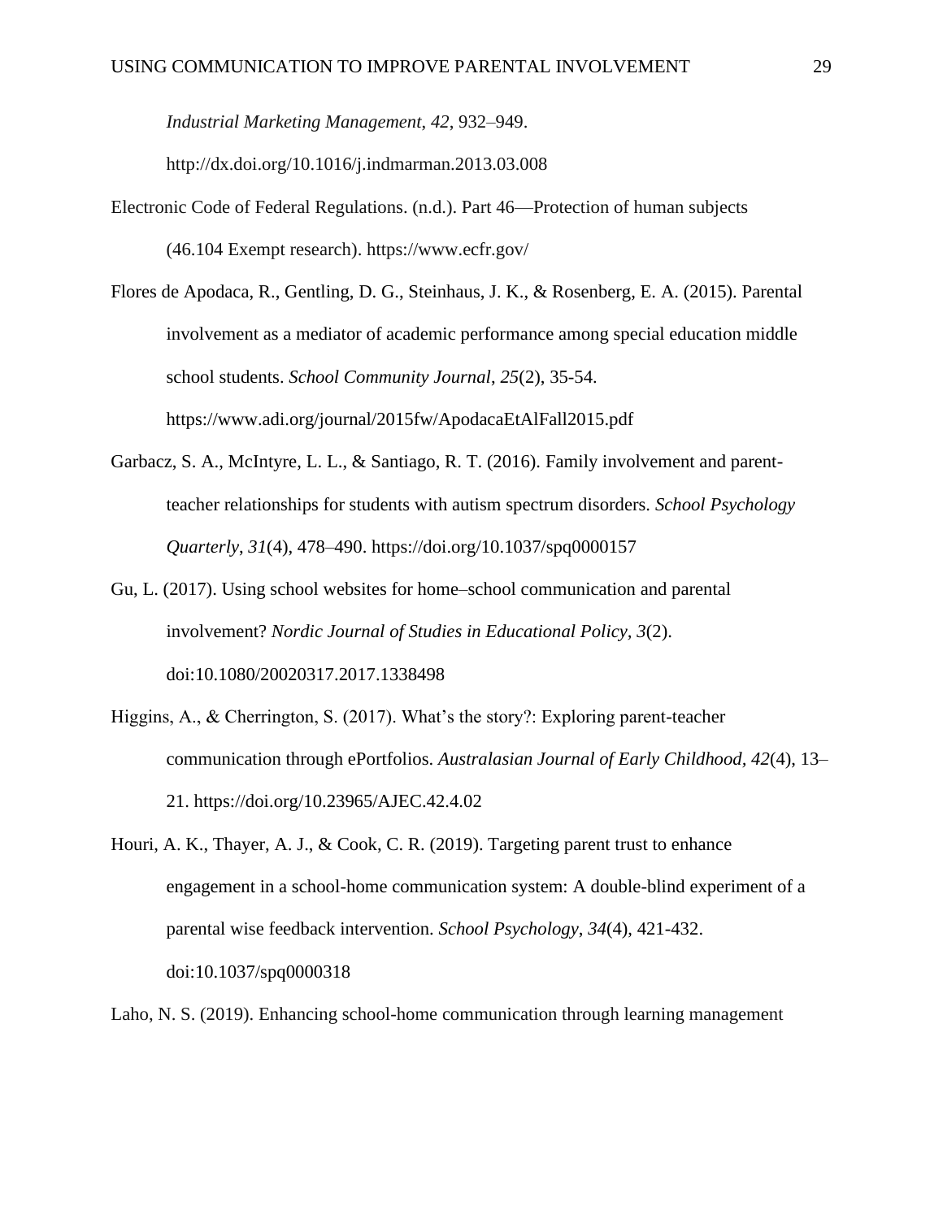*Industrial Marketing Management*, *42*, 932–949. http://dx.doi.org/10.1016/j.indmarman.2013.03.008

Electronic Code of Federal Regulations. (n.d.). Part 46—Protection of human subjects (46.104 Exempt research). https://www.ecfr.gov/

Flores de Apodaca, R., Gentling, D. G., Steinhaus, J. K., & Rosenberg, E. A. (2015). Parental involvement as a mediator of academic performance among special education middle school students. *School Community Journal*, *25*(2), 35-54. https://www.adi.org/journal/2015fw/ApodacaEtAlFall2015.pdf

Garbacz, S. A., McIntyre, L. L., & Santiago, R. T. (2016). Family involvement and parent-teacher relationships for students with autism spectrum disorders. *School Psychology Quarterly*, *31*(4), 478–490. https://doi.org/10.1037/spq0000157

Gu, L. (2017). Using school websites for home–school communication and parental involvement? *Nordic Journal of Studies in Educational Policy, 3*(2). doi:10.1080/20020317.2017.1338498

Higgins, A., & Cherrington, S. (2017). What's the story?: Exploring parent-teacher communication through ePortfolios. *Australasian Journal of Early Childhood, 42*(4), 13–21. https://doi.org/10.23965/AJEC.42.4.02

Houri, A. K., Thayer, A. J., & Cook, C. R. (2019). Targeting parent trust to enhance engagement in a school-home communication system: A double-blind experiment of a parental wise feedback intervention. *School Psychology*, *34*(4), 421-432. doi:10.1037/spq0000318

Laho, N. S. (2019). Enhancing school-home communication through learning management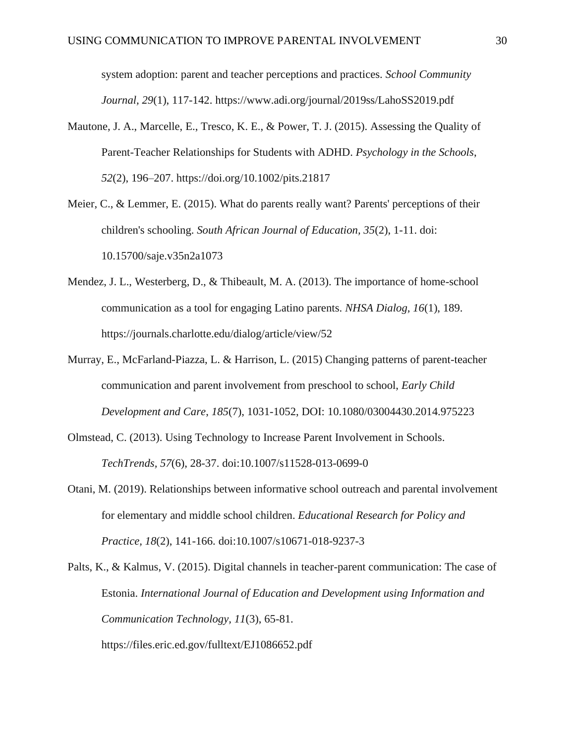system adoption: parent and teacher perceptions and practices. *School Community Journal, 29*(1), 117-142. https://www.adi.org/journal/2019ss/LahoSS2019.pdf

Mautone, J. A., Marcelle, E., Tresco, K. E., & Power, T. J. (2015). Assessing the Quality of Parent-Teacher Relationships for Students with ADHD. *Psychology in the Schools*, *52*(2), 196–207. https://doi.org/10.1002/pits.21817

Meier, C., & Lemmer, E. (2015). What do parents really want? Parents' perceptions of their children's schooling. *South African Journal of Education, 35*(2), 1-11. doi: 10.15700/saje.v35n2a1073

Mendez, J. L., Westerberg, D., & Thibeault, M. A. (2013). The importance of home-school communication as a tool for engaging Latino parents. *NHSA Dialog, 16*(1), 189. https://journals.charlotte.edu/dialog/article/view/52

Murray, E., McFarland-Piazza, L. & Harrison, L. (2015) Changing patterns of parent-teacher communication and parent involvement from preschool to school, *Early Child Development and Care, 185*(7), 1031-1052, DOI: 10.1080/03004430.2014.975223

Olmstead, C. (2013). Using Technology to Increase Parent Involvement in Schools. *TechTrends, 57*(6), 28-37. doi:10.1007/s11528-013-0699-0

Otani, M. (2019). Relationships between informative school outreach and parental involvement for elementary and middle school children. *Educational Research for Policy and Practice, 18*(2), 141-166. doi:10.1007/s10671-018-9237-3

Palts, K., & Kalmus, V. (2015). Digital channels in teacher-parent communication: The case of Estonia. *International Journal of Education and Development using Information and Communication Technology, 11*(3), 65-81. https://files.eric.ed.gov/fulltext/EJ1086652.pdf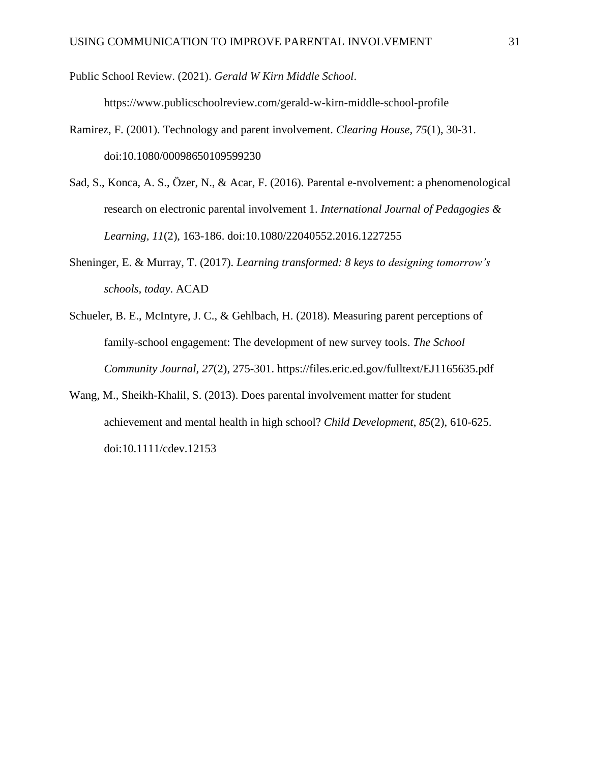Public School Review. (2021). *Gerald W Kirn Middle School*. https://www.publicschoolreview.com/gerald-w-kirn-middle-school-profile

Ramirez, F. (2001). Technology and parent involvement. *Clearing House, 75*(1), 30-31. doi:10.1080/00098650109599230

Sad, S., Konca, A. S., Özer, N., & Acar, F. (2016). Parental e-nvolvement: a phenomenological research on electronic parental involvement 1. *International Journal of Pedagogies & Learning, 11*(2), 163-186. doi:10.1080/22040552.2016.1227255

Sheninger, E. & Murray, T. (2017). *Learning transformed: 8 keys to designing tomorrow's schools, today*. ACAD

Schueler, B. E., McIntyre, J. C., & Gehlbach, H. (2018). Measuring parent perceptions of family-school engagement: The development of new survey tools. *The School Community Journal, 27*(2), 275-301. https://files.eric.ed.gov/fulltext/EJ1165635.pdf

Wang, M., Sheikh-Khalil, S. (2013). Does parental involvement matter for student achievement and mental health in high school? *Child Development*, *85*(2), 610-625. doi:10.1111/cdev.12153